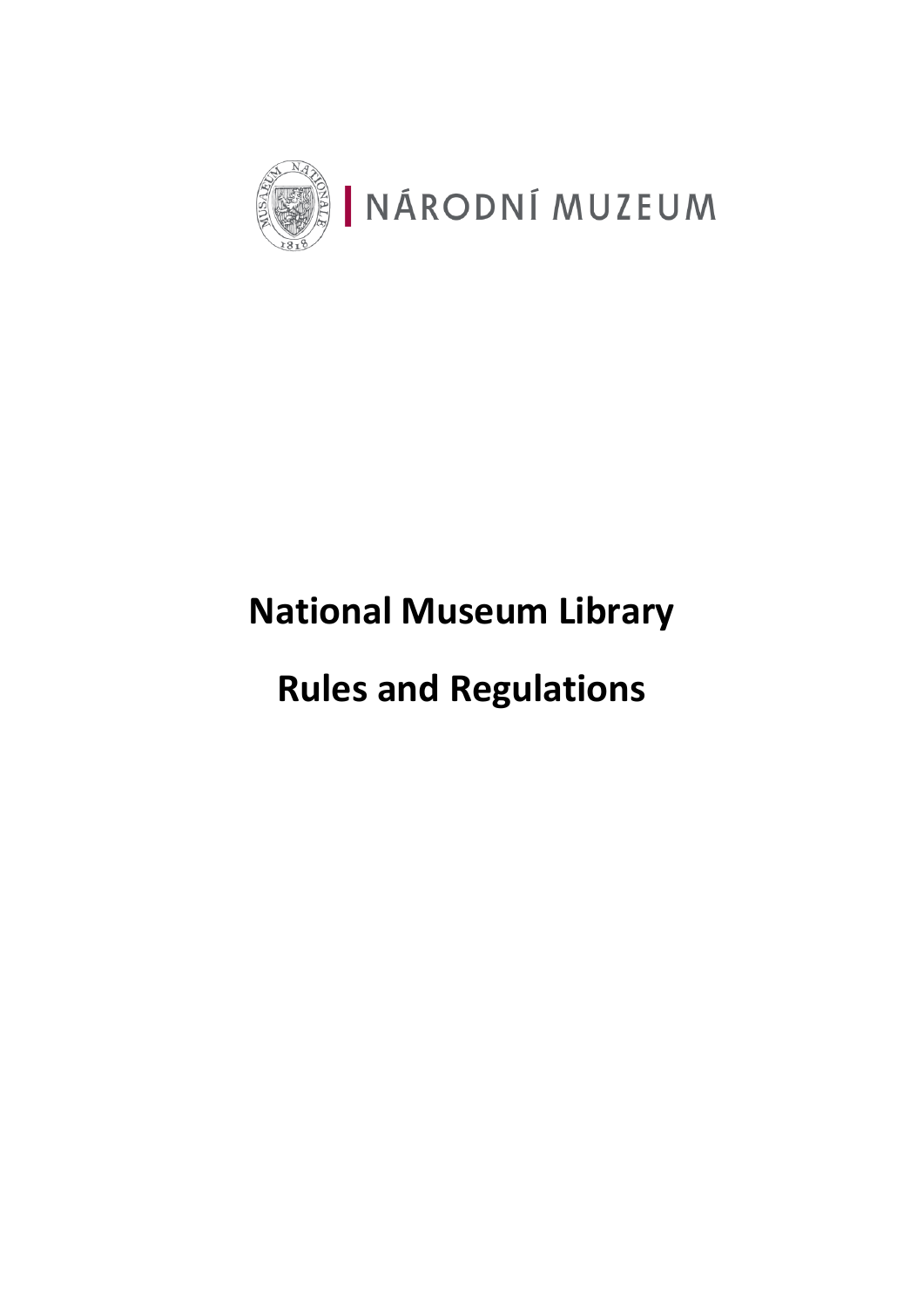NÁRODNÍ MUZEUM

# National Museum Library

# Rules and Regulations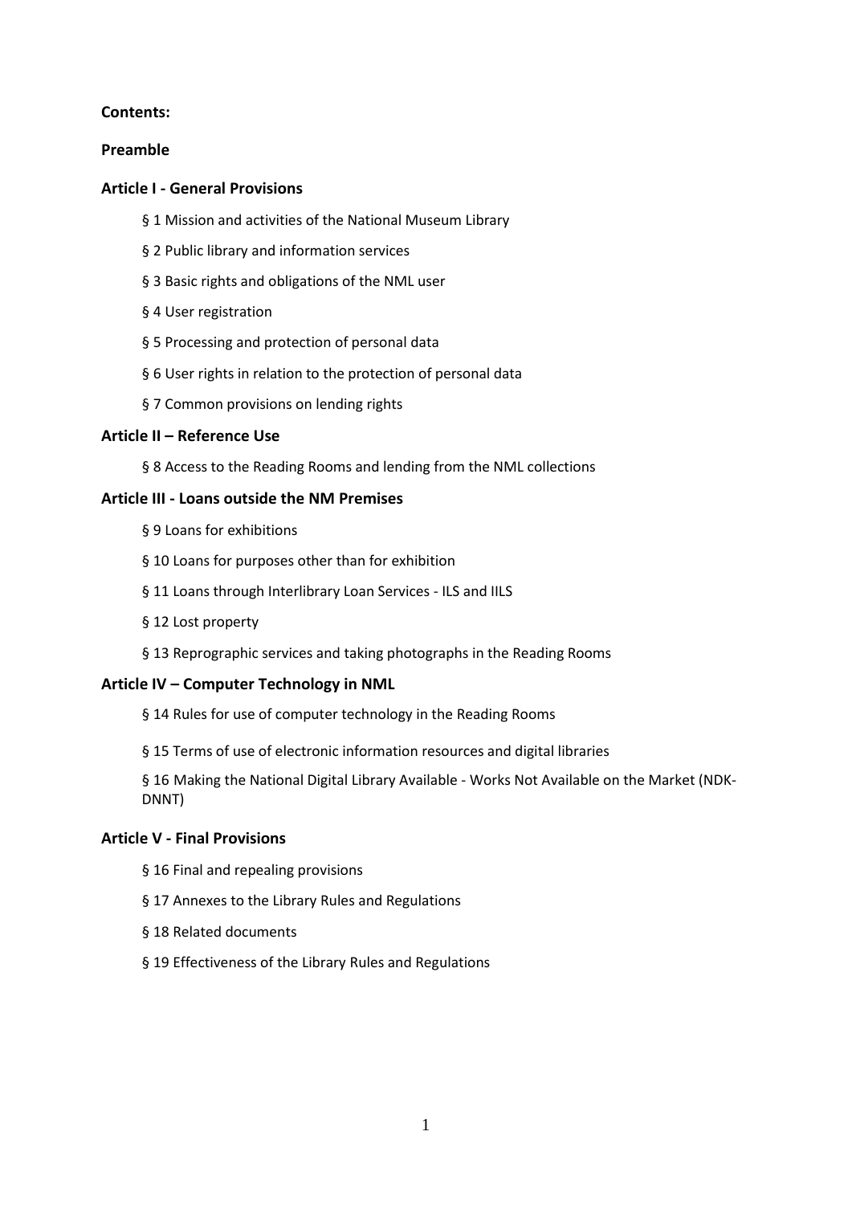**Contents:**

**Preamble**

**Article I - General Provisions**

§ 1 Mission and activities of the National Museum Library

§ 2 Public library and information services

§ 3 Basic rights and obligations of the NML user

§ 4 User registration

§ 5 Processing and protection of personal data

§ 6 User rights in relation to the protection of personal data

§ 7 Common provisions on lending rights

**Article II – Reference Use**

§ 8 Access to the Reading Rooms and lending from the NML collections

**Article III - Loans outside the NM Premises**

§ 9 Loans for exhibitions

§ 10 Loans for purposes other than for exhibition

§ 11 Loans through Interlibrary Loan Services - ILS and IILS

§ 12 Lost property

§ 13 Reprographic services and taking photographs in the Reading Rooms

**Article IV – Computer Technology in NML**

§ 14 Rules for use of computer technology in the Reading Rooms

§ 15 Terms of use of electronic information resources and digital libraries

§ 16 Making the National Digital Library Available - Works Not Available on the Market (NDK-DNNT)

**Article V - Final Provisions**

§ 16 Final and repealing provisions

§ 17 Annexes to the Library Rules and Regulations

§ 18 Related documents

§ 19 Effectiveness of the Library Rules and Regulations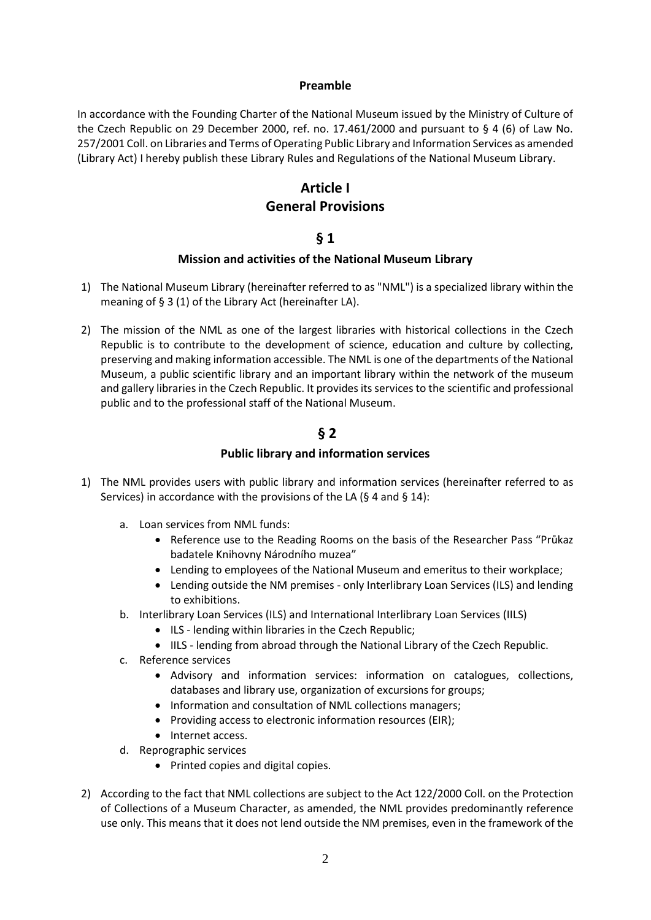**Preamble**

In accordance with the Founding Charter of the National Museum issued by the Ministry of Culture of the Czech Republic on 29 December 2000, ref. no. 17.461/2000 and pursuant to § 4 (6) of Law No. 257/2001 Coll. on Libraries and Terms of Operating Public Library and Information Services as amended (Library Act) I hereby publish these Library Rules and Regulations of the National Museum Library.

# Article I
# General Provisions

## § 1

### Mission and activities of the National Museum Library

1) The National Museum Library (hereinafter referred to as "NML") is a specialized library within the meaning of § 3 (1) of the Library Act (hereinafter LA).

2) The mission of the NML as one of the largest libraries with historical collections in the Czech Republic is to contribute to the development of science, education and culture by collecting, preserving and making information accessible. The NML is one of the departments of the National Museum, a public scientific library and an important library within the network of the museum and gallery libraries in the Czech Republic. It provides its services to the scientific and professional public and to the professional staff of the National Museum.

## § 2

### Public library and information services

1) The NML provides users with public library and information services (hereinafter referred to as Services) in accordance with the provisions of the LA (§ 4 and § 14):

   a. Loan services from NML funds:
      - Reference use to the Reading Rooms on the basis of the Researcher Pass "Průkaz badatele Knihovny Národního muzea"
      - Lending to employees of the National Museum and emeritus to their workplace;
      - Lending outside the NM premises - only Interlibrary Loan Services (ILS) and lending to exhibitions.
   b. Interlibrary Loan Services (ILS) and International Interlibrary Loan Services (IILS)
      - ILS - lending within libraries in the Czech Republic;
      - IILS - lending from abroad through the National Library of the Czech Republic.
   c. Reference services
      - Advisory and information services: information on catalogues, collections, databases and library use, organization of excursions for groups;
      - Information and consultation of NML collections managers;
      - Providing access to electronic information resources (EIR);
      - Internet access.
   d. Reprographic services
      - Printed copies and digital copies.

2) According to the fact that NML collections are subject to the Act 122/2000 Coll. on the Protection of Collections of a Museum Character, as amended, the NML provides predominantly reference use only. This means that it does not lend outside the NM premises, even in the framework of the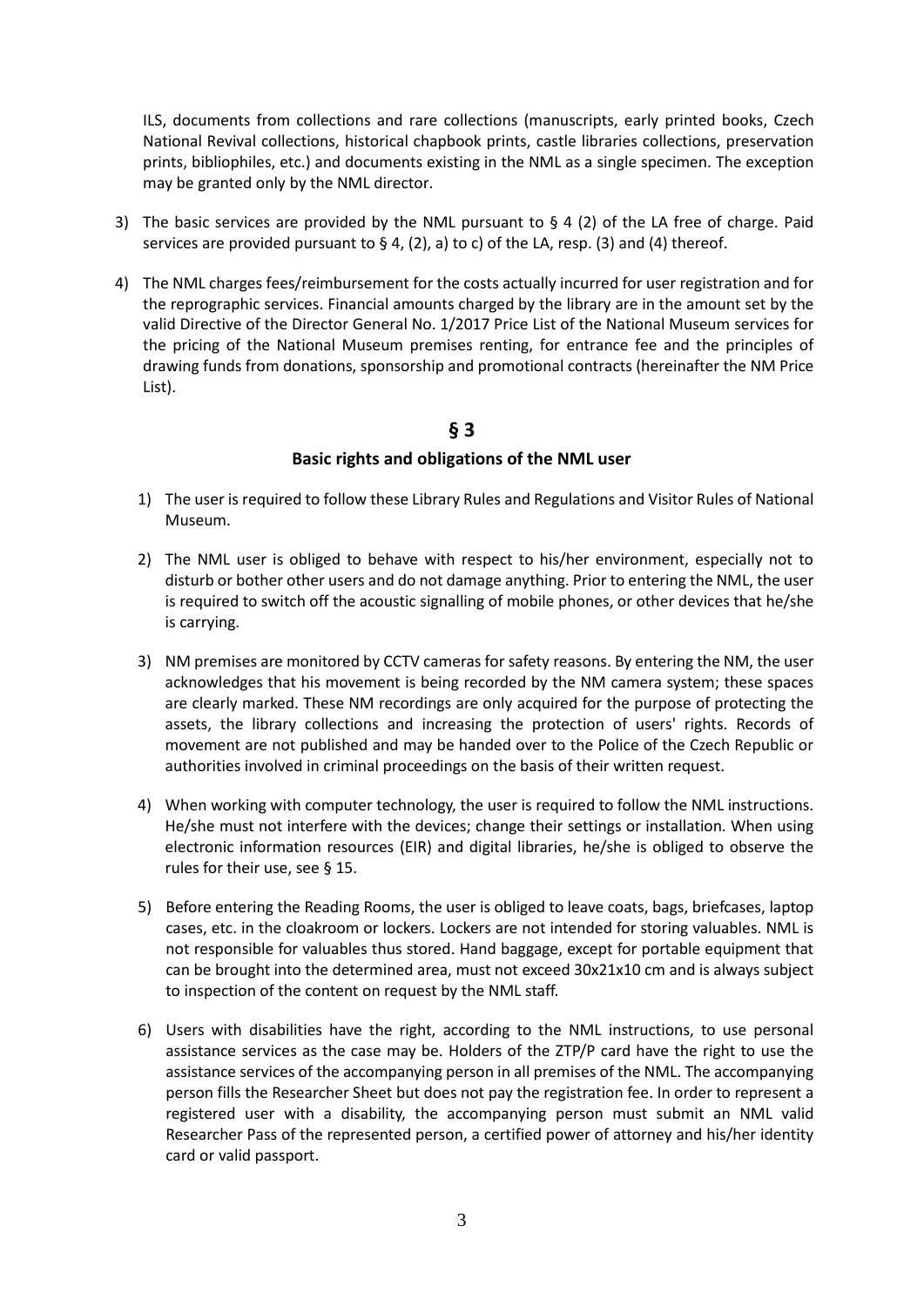ILS, documents from collections and rare collections (manuscripts, early printed books, Czech National Revival collections, historical chapbook prints, castle libraries collections, preservation prints, bibliophiles, etc.) and documents existing in the NML as a single specimen. The exception may be granted only by the NML director.

3) The basic services are provided by the NML pursuant to § 4 (2) of the LA free of charge. Paid services are provided pursuant to § 4, (2), a) to c) of the LA, resp. (3) and (4) thereof.

4) The NML charges fees/reimbursement for the costs actually incurred for user registration and for the reprographic services. Financial amounts charged by the library are in the amount set by the valid Directive of the Director General No. 1/2017 Price List of the National Museum services for the pricing of the National Museum premises renting, for entrance fee and the principles of drawing funds from donations, sponsorship and promotional contracts (hereinafter the NM Price List).

## § 3

### Basic rights and obligations of the NML user

1) The user is required to follow these Library Rules and Regulations and Visitor Rules of National Museum.

2) The NML user is obliged to behave with respect to his/her environment, especially not to disturb or bother other users and do not damage anything. Prior to entering the NML, the user is required to switch off the acoustic signalling of mobile phones, or other devices that he/she is carrying.

3) NM premises are monitored by CCTV cameras for safety reasons. By entering the NM, the user acknowledges that his movement is being recorded by the NM camera system; these spaces are clearly marked. These NM recordings are only acquired for the purpose of protecting the assets, the library collections and increasing the protection of users' rights. Records of movement are not published and may be handed over to the Police of the Czech Republic or authorities involved in criminal proceedings on the basis of their written request.

4) When working with computer technology, the user is required to follow the NML instructions. He/she must not interfere with the devices; change their settings or installation. When using electronic information resources (EIR) and digital libraries, he/she is obliged to observe the rules for their use, see § 15.

5) Before entering the Reading Rooms, the user is obliged to leave coats, bags, briefcases, laptop cases, etc. in the cloakroom or lockers. Lockers are not intended for storing valuables. NML is not responsible for valuables thus stored. Hand baggage, except for portable equipment that can be brought into the determined area, must not exceed 30x21x10 cm and is always subject to inspection of the content on request by the NML staff.

6) Users with disabilities have the right, according to the NML instructions, to use personal assistance services as the case may be. Holders of the ZTP/P card have the right to use the assistance services of the accompanying person in all premises of the NML. The accompanying person fills the Researcher Sheet but does not pay the registration fee. In order to represent a registered user with a disability, the accompanying person must submit an NML valid Researcher Pass of the represented person, a certified power of attorney and his/her identity card or valid passport.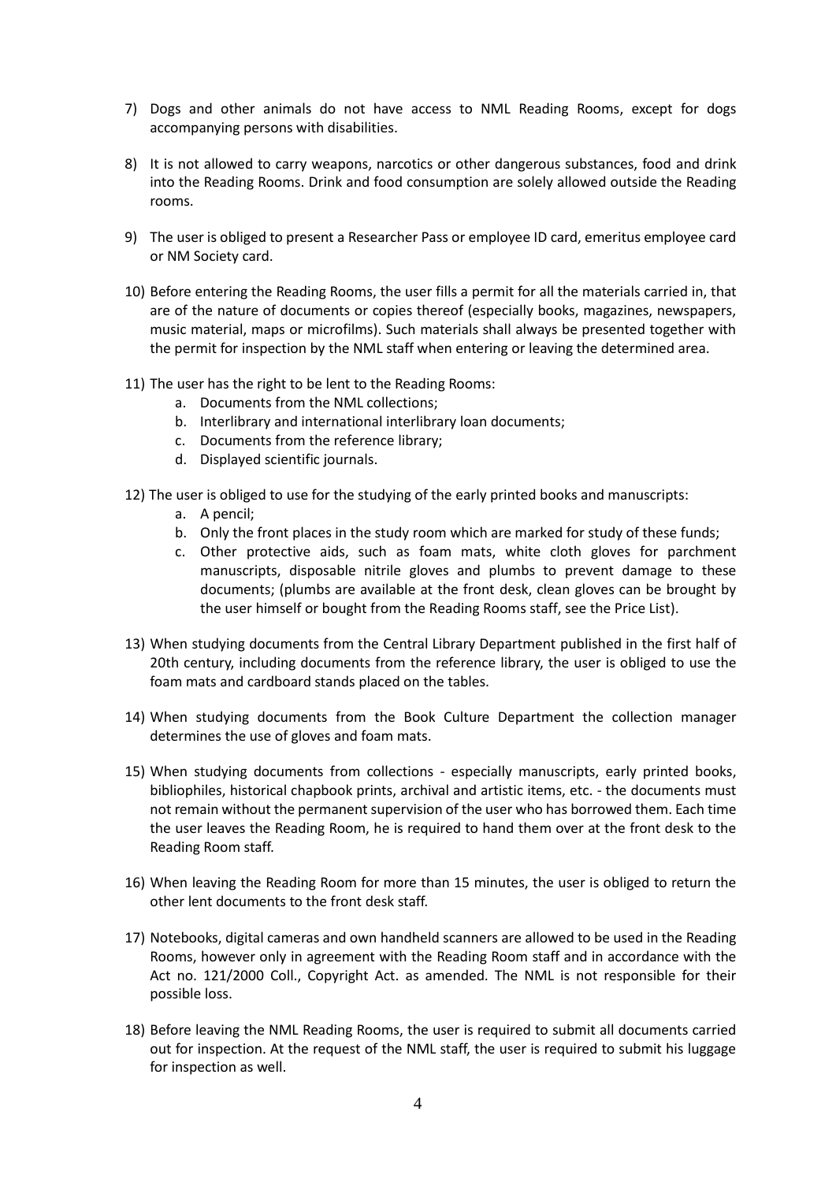7) Dogs and other animals do not have access to NML Reading Rooms, except for dogs accompanying persons with disabilities.

8) It is not allowed to carry weapons, narcotics or other dangerous substances, food and drink into the Reading Rooms. Drink and food consumption are solely allowed outside the Reading rooms.

9) The user is obliged to present a Researcher Pass or employee ID card, emeritus employee card or NM Society card.

10) Before entering the Reading Rooms, the user fills a permit for all the materials carried in, that are of the nature of documents or copies thereof (especially books, magazines, newspapers, music material, maps or microfilms). Such materials shall always be presented together with the permit for inspection by the NML staff when entering or leaving the determined area.

11) The user has the right to be lent to the Reading Rooms:
    a. Documents from the NML collections;
    b. Interlibrary and international interlibrary loan documents;
    c. Documents from the reference library;
    d. Displayed scientific journals.

12) The user is obliged to use for the studying of the early printed books and manuscripts:
    a. A pencil;
    b. Only the front places in the study room which are marked for study of these funds;
    c. Other protective aids, such as foam mats, white cloth gloves for parchment manuscripts, disposable nitrile gloves and plumbs to prevent damage to these documents; (plumbs are available at the front desk, clean gloves can be brought by the user himself or bought from the Reading Rooms staff, see the Price List).

13) When studying documents from the Central Library Department published in the first half of 20th century, including documents from the reference library, the user is obliged to use the foam mats and cardboard stands placed on the tables.

14) When studying documents from the Book Culture Department the collection manager determines the use of gloves and foam mats.

15) When studying documents from collections - especially manuscripts, early printed books, bibliophiles, historical chapbook prints, archival and artistic items, etc. - the documents must not remain without the permanent supervision of the user who has borrowed them. Each time the user leaves the Reading Room, he is required to hand them over at the front desk to the Reading Room staff.

16) When leaving the Reading Room for more than 15 minutes, the user is obliged to return the other lent documents to the front desk staff.

17) Notebooks, digital cameras and own handheld scanners are allowed to be used in the Reading Rooms, however only in agreement with the Reading Room staff and in accordance with the Act no. 121/2000 Coll., Copyright Act. as amended. The NML is not responsible for their possible loss.

18) Before leaving the NML Reading Rooms, the user is required to submit all documents carried out for inspection. At the request of the NML staff, the user is required to submit his luggage for inspection as well.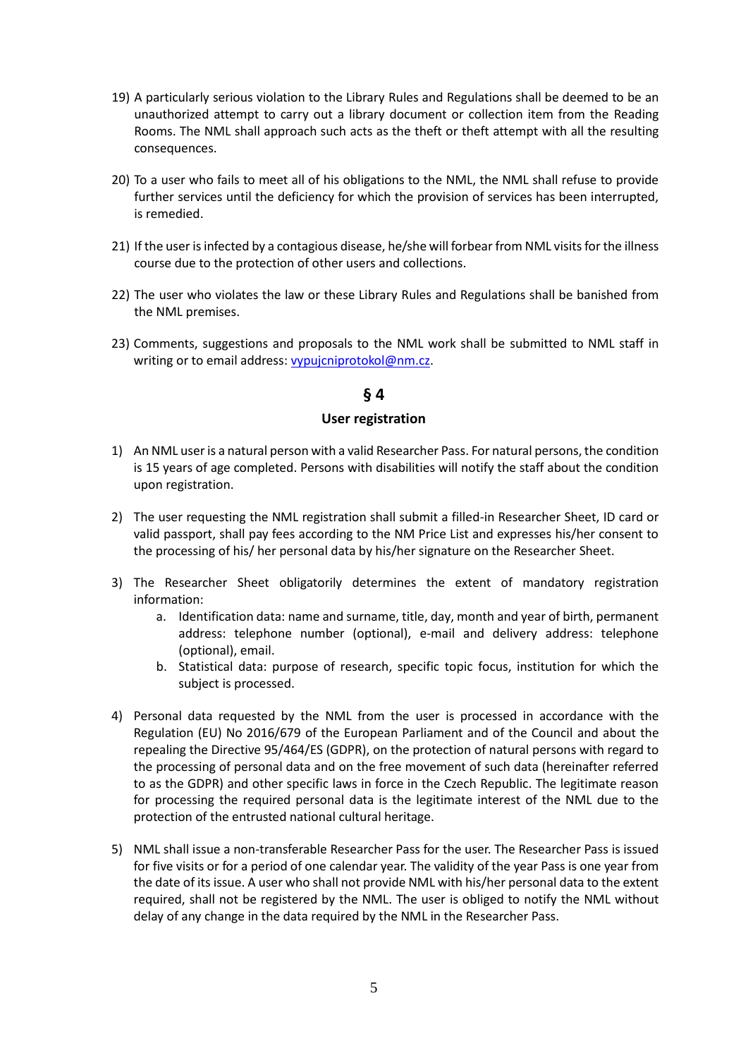19) A particularly serious violation to the Library Rules and Regulations shall be deemed to be an unauthorized attempt to carry out a library document or collection item from the Reading Rooms. The NML shall approach such acts as the theft or theft attempt with all the resulting consequences.

20) To a user who fails to meet all of his obligations to the NML, the NML shall refuse to provide further services until the deficiency for which the provision of services has been interrupted, is remedied.

21) If the user is infected by a contagious disease, he/she will forbear from NML visits for the illness course due to the protection of other users and collections.

22) The user who violates the law or these Library Rules and Regulations shall be banished from the NML premises.

23) Comments, suggestions and proposals to the NML work shall be submitted to NML staff in writing or to email address: vypujcniprotokol@nm.cz.

## § 4

### User registration

1) An NML user is a natural person with a valid Researcher Pass. For natural persons, the condition is 15 years of age completed. Persons with disabilities will notify the staff about the condition upon registration.

2) The user requesting the NML registration shall submit a filled-in Researcher Sheet, ID card or valid passport, shall pay fees according to the NM Price List and expresses his/her consent to the processing of his/ her personal data by his/her signature on the Researcher Sheet.

3) The Researcher Sheet obligatorily determines the extent of mandatory registration information:
   a. Identification data: name and surname, title, day, month and year of birth, permanent address: telephone number (optional), e-mail and delivery address: telephone (optional), email.
   b. Statistical data: purpose of research, specific topic focus, institution for which the subject is processed.

4) Personal data requested by the NML from the user is processed in accordance with the Regulation (EU) No 2016/679 of the European Parliament and of the Council and about the repealing the Directive 95/464/ES (GDPR), on the protection of natural persons with regard to the processing of personal data and on the free movement of such data (hereinafter referred to as the GDPR) and other specific laws in force in the Czech Republic. The legitimate reason for processing the required personal data is the legitimate interest of the NML due to the protection of the entrusted national cultural heritage.

5) NML shall issue a non-transferable Researcher Pass for the user. The Researcher Pass is issued for five visits or for a period of one calendar year. The validity of the year Pass is one year from the date of its issue. A user who shall not provide NML with his/her personal data to the extent required, shall not be registered by the NML. The user is obliged to notify the NML without delay of any change in the data required by the NML in the Researcher Pass.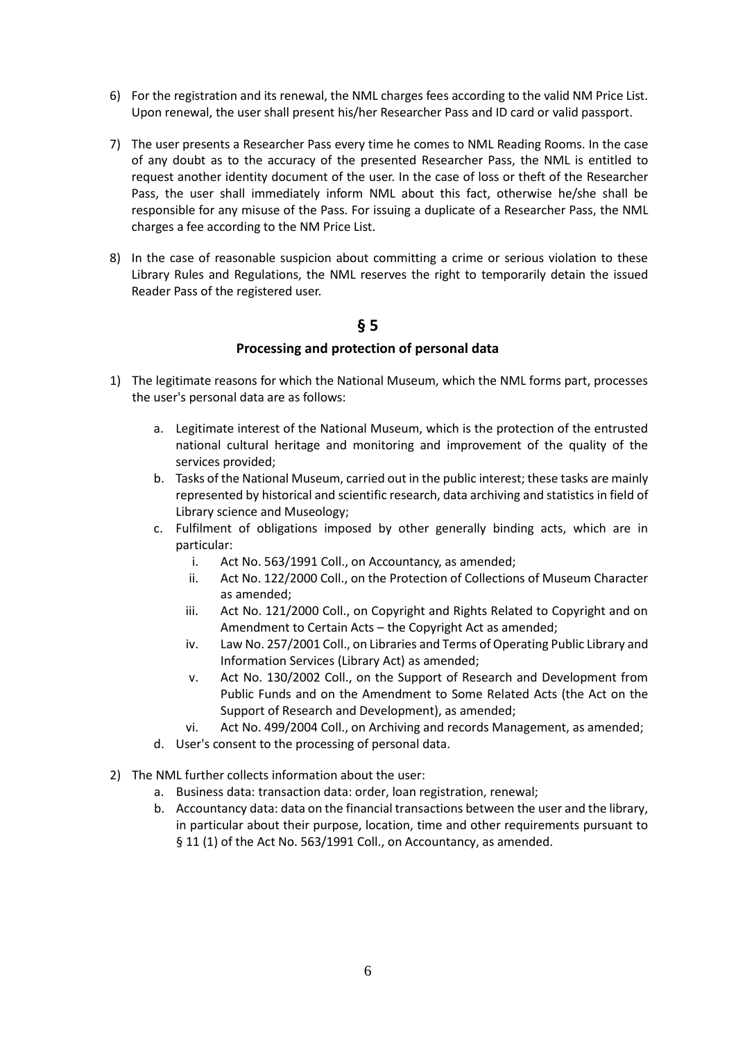6) For the registration and its renewal, the NML charges fees according to the valid NM Price List. Upon renewal, the user shall present his/her Researcher Pass and ID card or valid passport.

7) The user presents a Researcher Pass every time he comes to NML Reading Rooms. In the case of any doubt as to the accuracy of the presented Researcher Pass, the NML is entitled to request another identity document of the user. In the case of loss or theft of the Researcher Pass, the user shall immediately inform NML about this fact, otherwise he/she shall be responsible for any misuse of the Pass. For issuing a duplicate of a Researcher Pass, the NML charges a fee according to the NM Price List.

8) In the case of reasonable suspicion about committing a crime or serious violation to these Library Rules and Regulations, the NML reserves the right to temporarily detain the issued Reader Pass of the registered user.

## § 5

### Processing and protection of personal data

1) The legitimate reasons for which the National Museum, which the NML forms part, processes the user's personal data are as follows:

   a. Legitimate interest of the National Museum, which is the protection of the entrusted national cultural heritage and monitoring and improvement of the quality of the services provided;
   b. Tasks of the National Museum, carried out in the public interest; these tasks are mainly represented by historical and scientific research, data archiving and statistics in field of Library science and Museology;
   c. Fulfilment of obligations imposed by other generally binding acts, which are in particular:
      i. Act No. 563/1991 Coll., on Accountancy, as amended;
      ii. Act No. 122/2000 Coll., on the Protection of Collections of Museum Character as amended;
      iii. Act No. 121/2000 Coll., on Copyright and Rights Related to Copyright and on Amendment to Certain Acts – the Copyright Act as amended;
      iv. Law No. 257/2001 Coll., on Libraries and Terms of Operating Public Library and Information Services (Library Act) as amended;
      v. Act No. 130/2002 Coll., on the Support of Research and Development from Public Funds and on the Amendment to Some Related Acts (the Act on the Support of Research and Development), as amended;
      vi. Act No. 499/2004 Coll., on Archiving and records Management, as amended;
   d. User's consent to the processing of personal data.

2) The NML further collects information about the user:
   a. Business data: transaction data: order, loan registration, renewal;
   b. Accountancy data: data on the financial transactions between the user and the library, in particular about their purpose, location, time and other requirements pursuant to § 11 (1) of the Act No. 563/1991 Coll., on Accountancy, as amended.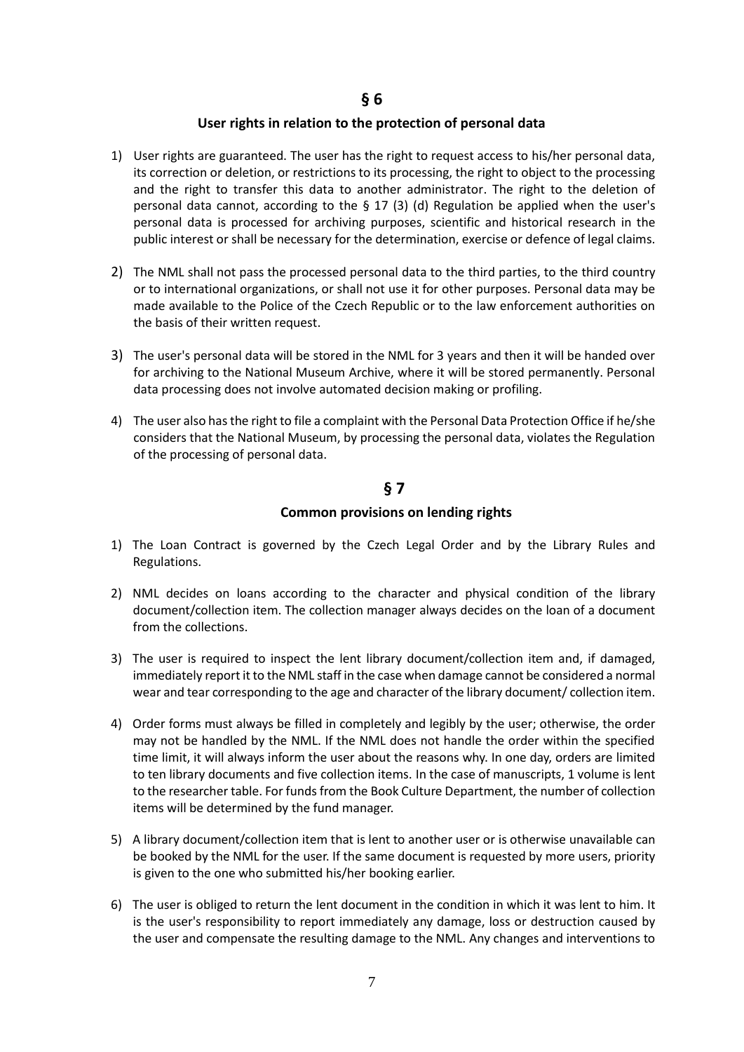## § 6

### User rights in relation to the protection of personal data

1) User rights are guaranteed. The user has the right to request access to his/her personal data, its correction or deletion, or restrictions to its processing, the right to object to the processing and the right to transfer this data to another administrator. The right to the deletion of personal data cannot, according to the § 17 (3) (d) Regulation be applied when the user's personal data is processed for archiving purposes, scientific and historical research in the public interest or shall be necessary for the determination, exercise or defence of legal claims.

2) The NML shall not pass the processed personal data to the third parties, to the third country or to international organizations, or shall not use it for other purposes. Personal data may be made available to the Police of the Czech Republic or to the law enforcement authorities on the basis of their written request.

3) The user's personal data will be stored in the NML for 3 years and then it will be handed over for archiving to the National Museum Archive, where it will be stored permanently. Personal data processing does not involve automated decision making or profiling.

4) The user also has the right to file a complaint with the Personal Data Protection Office if he/she considers that the National Museum, by processing the personal data, violates the Regulation of the processing of personal data.

## § 7

### Common provisions on lending rights

1) The Loan Contract is governed by the Czech Legal Order and by the Library Rules and Regulations.

2) NML decides on loans according to the character and physical condition of the library document/collection item. The collection manager always decides on the loan of a document from the collections.

3) The user is required to inspect the lent library document/collection item and, if damaged, immediately report it to the NML staff in the case when damage cannot be considered a normal wear and tear corresponding to the age and character of the library document/ collection item.

4) Order forms must always be filled in completely and legibly by the user; otherwise, the order may not be handled by the NML. If the NML does not handle the order within the specified time limit, it will always inform the user about the reasons why. In one day, orders are limited to ten library documents and five collection items. In the case of manuscripts, 1 volume is lent to the researcher table. For funds from the Book Culture Department, the number of collection items will be determined by the fund manager.

5) A library document/collection item that is lent to another user or is otherwise unavailable can be booked by the NML for the user. If the same document is requested by more users, priority is given to the one who submitted his/her booking earlier.

6) The user is obliged to return the lent document in the condition in which it was lent to him. It is the user's responsibility to report immediately any damage, loss or destruction caused by the user and compensate the resulting damage to the NML. Any changes and interventions to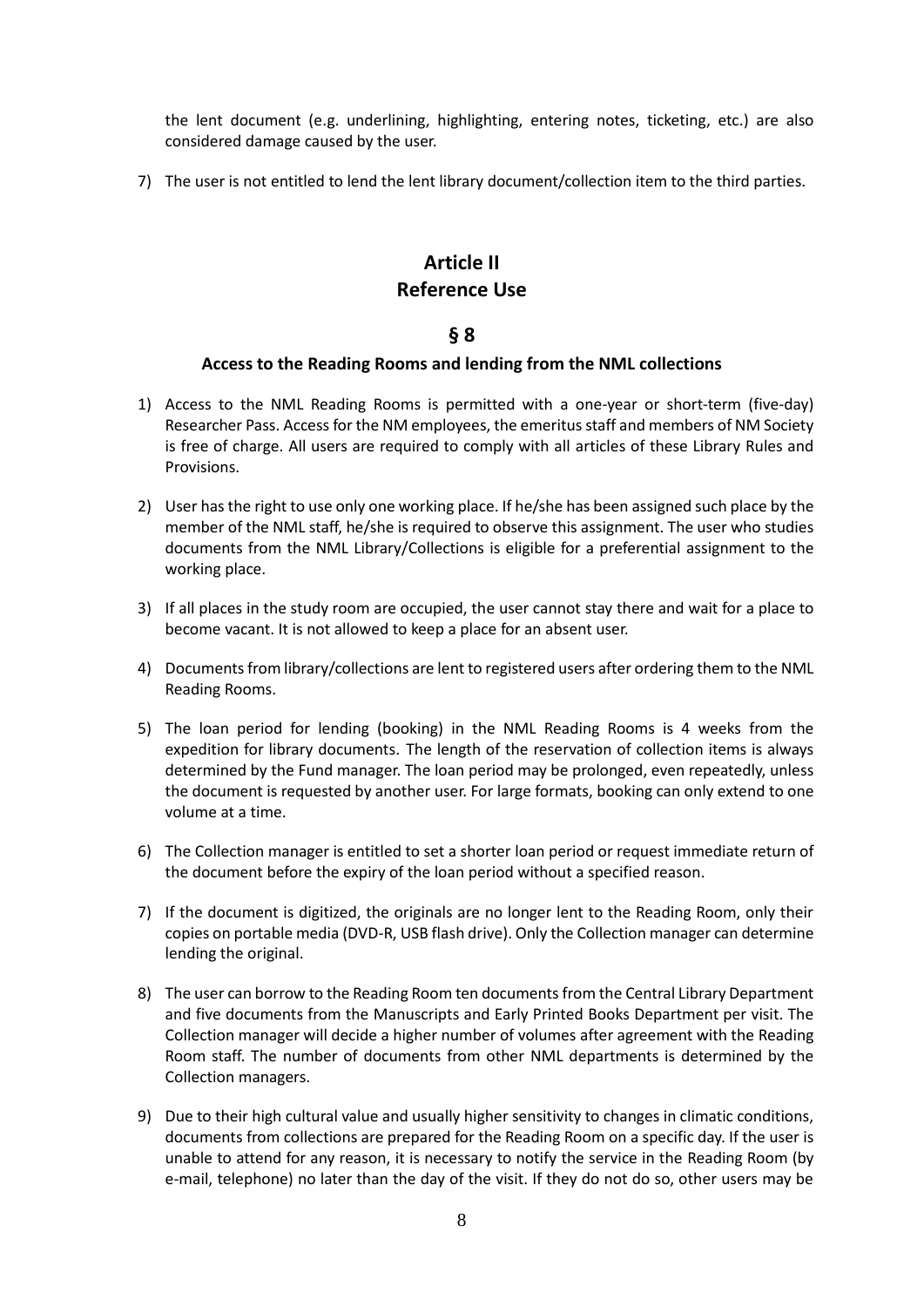the lent document (e.g. underlining, highlighting, entering notes, ticketing, etc.) are also considered damage caused by the user.

7) The user is not entitled to lend the lent library document/collection item to the third parties.

# Article II
# Reference Use

## § 8

### Access to the Reading Rooms and lending from the NML collections

1) Access to the NML Reading Rooms is permitted with a one-year or short-term (five-day) Researcher Pass. Access for the NM employees, the emeritus staff and members of NM Society is free of charge. All users are required to comply with all articles of these Library Rules and Provisions.

2) User has the right to use only one working place. If he/she has been assigned such place by the member of the NML staff, he/she is required to observe this assignment. The user who studies documents from the NML Library/Collections is eligible for a preferential assignment to the working place.

3) If all places in the study room are occupied, the user cannot stay there and wait for a place to become vacant. It is not allowed to keep a place for an absent user.

4) Documents from library/collections are lent to registered users after ordering them to the NML Reading Rooms.

5) The loan period for lending (booking) in the NML Reading Rooms is 4 weeks from the expedition for library documents. The length of the reservation of collection items is always determined by the Fund manager. The loan period may be prolonged, even repeatedly, unless the document is requested by another user. For large formats, booking can only extend to one volume at a time.

6) The Collection manager is entitled to set a shorter loan period or request immediate return of the document before the expiry of the loan period without a specified reason.

7) If the document is digitized, the originals are no longer lent to the Reading Room, only their copies on portable media (DVD-R, USB flash drive). Only the Collection manager can determine lending the original.

8) The user can borrow to the Reading Room ten documents from the Central Library Department and five documents from the Manuscripts and Early Printed Books Department per visit. The Collection manager will decide a higher number of volumes after agreement with the Reading Room staff. The number of documents from other NML departments is determined by the Collection managers.

9) Due to their high cultural value and usually higher sensitivity to changes in climatic conditions, documents from collections are prepared for the Reading Room on a specific day. If the user is unable to attend for any reason, it is necessary to notify the service in the Reading Room (by e-mail, telephone) no later than the day of the visit. If they do not do so, other users may be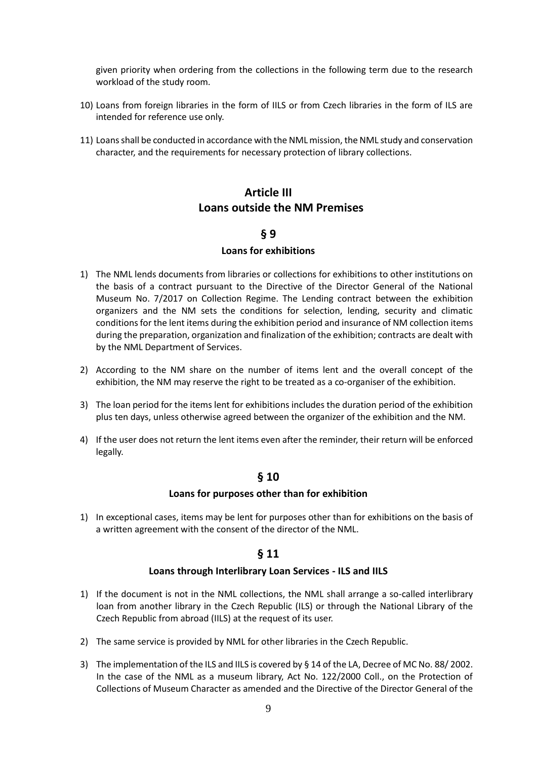given priority when ordering from the collections in the following term due to the research workload of the study room.

10) Loans from foreign libraries in the form of IILS or from Czech libraries in the form of ILS are intended for reference use only.

11) Loans shall be conducted in accordance with the NML mission, the NML study and conservation character, and the requirements for necessary protection of library collections.

## Article III
## Loans outside the NM Premises

### § 9

#### Loans for exhibitions

1) The NML lends documents from libraries or collections for exhibitions to other institutions on the basis of a contract pursuant to the Directive of the Director General of the National Museum No. 7/2017 on Collection Regime. The Lending contract between the exhibition organizers and the NM sets the conditions for selection, lending, security and climatic conditions for the lent items during the exhibition period and insurance of NM collection items during the preparation, organization and finalization of the exhibition; contracts are dealt with by the NML Department of Services.

2) According to the NM share on the number of items lent and the overall concept of the exhibition, the NM may reserve the right to be treated as a co-organiser of the exhibition.

3) The loan period for the items lent for exhibitions includes the duration period of the exhibition plus ten days, unless otherwise agreed between the organizer of the exhibition and the NM.

4) If the user does not return the lent items even after the reminder, their return will be enforced legally.

### § 10

#### Loans for purposes other than for exhibition

1) In exceptional cases, items may be lent for purposes other than for exhibitions on the basis of a written agreement with the consent of the director of the NML.

### § 11

#### Loans through Interlibrary Loan Services - ILS and IILS

1) If the document is not in the NML collections, the NML shall arrange a so-called interlibrary loan from another library in the Czech Republic (ILS) or through the National Library of the Czech Republic from abroad (IILS) at the request of its user.

2) The same service is provided by NML for other libraries in the Czech Republic.

3) The implementation of the ILS and IILS is covered by § 14 of the LA, Decree of MC No. 88/ 2002. In the case of the NML as a museum library, Act No. 122/2000 Coll., on the Protection of Collections of Museum Character as amended and the Directive of the Director General of the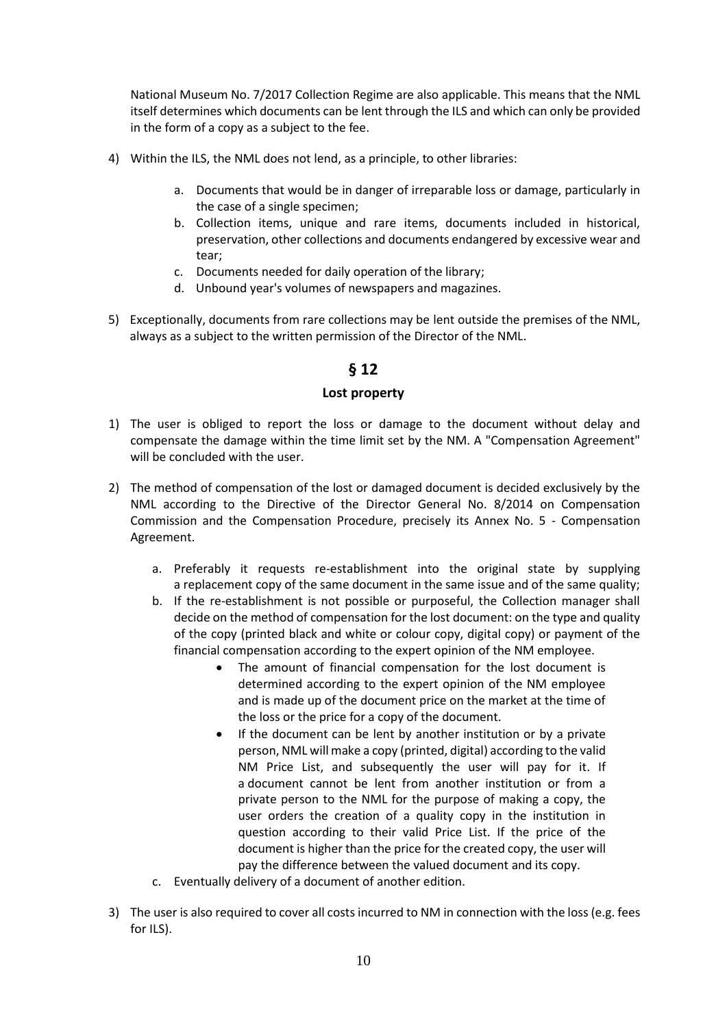National Museum No. 7/2017 Collection Regime are also applicable. This means that the NML itself determines which documents can be lent through the ILS and which can only be provided in the form of a copy as a subject to the fee.

4) Within the ILS, the NML does not lend, as a principle, to other libraries:

   a. Documents that would be in danger of irreparable loss or damage, particularly in the case of a single specimen;
   b. Collection items, unique and rare items, documents included in historical, preservation, other collections and documents endangered by excessive wear and tear;
   c. Documents needed for daily operation of the library;
   d. Unbound year's volumes of newspapers and magazines.

5) Exceptionally, documents from rare collections may be lent outside the premises of the NML, always as a subject to the written permission of the Director of the NML.

## § 12

### Lost property

1) The user is obliged to report the loss or damage to the document without delay and compensate the damage within the time limit set by the NM. A "Compensation Agreement" will be concluded with the user.

2) The method of compensation of the lost or damaged document is decided exclusively by the NML according to the Directive of the Director General No. 8/2014 on Compensation Commission and the Compensation Procedure, precisely its Annex No. 5 - Compensation Agreement.

   a. Preferably it requests re-establishment into the original state by supplying a replacement copy of the same document in the same issue and of the same quality;
   b. If the re-establishment is not possible or purposeful, the Collection manager shall decide on the method of compensation for the lost document: on the type and quality of the copy (printed black and white or colour copy, digital copy) or payment of the financial compensation according to the expert opinion of the NM employee.
      - The amount of financial compensation for the lost document is determined according to the expert opinion of the NM employee and is made up of the document price on the market at the time of the loss or the price for a copy of the document.
      - If the document can be lent by another institution or by a private person, NML will make a copy (printed, digital) according to the valid NM Price List, and subsequently the user will pay for it. If a document cannot be lent from another institution or from a private person to the NML for the purpose of making a copy, the user orders the creation of a quality copy in the institution in question according to their valid Price List. If the price of the document is higher than the price for the created copy, the user will pay the difference between the valued document and its copy.
   c. Eventually delivery of a document of another edition.

3) The user is also required to cover all costs incurred to NM in connection with the loss (e.g. fees for ILS).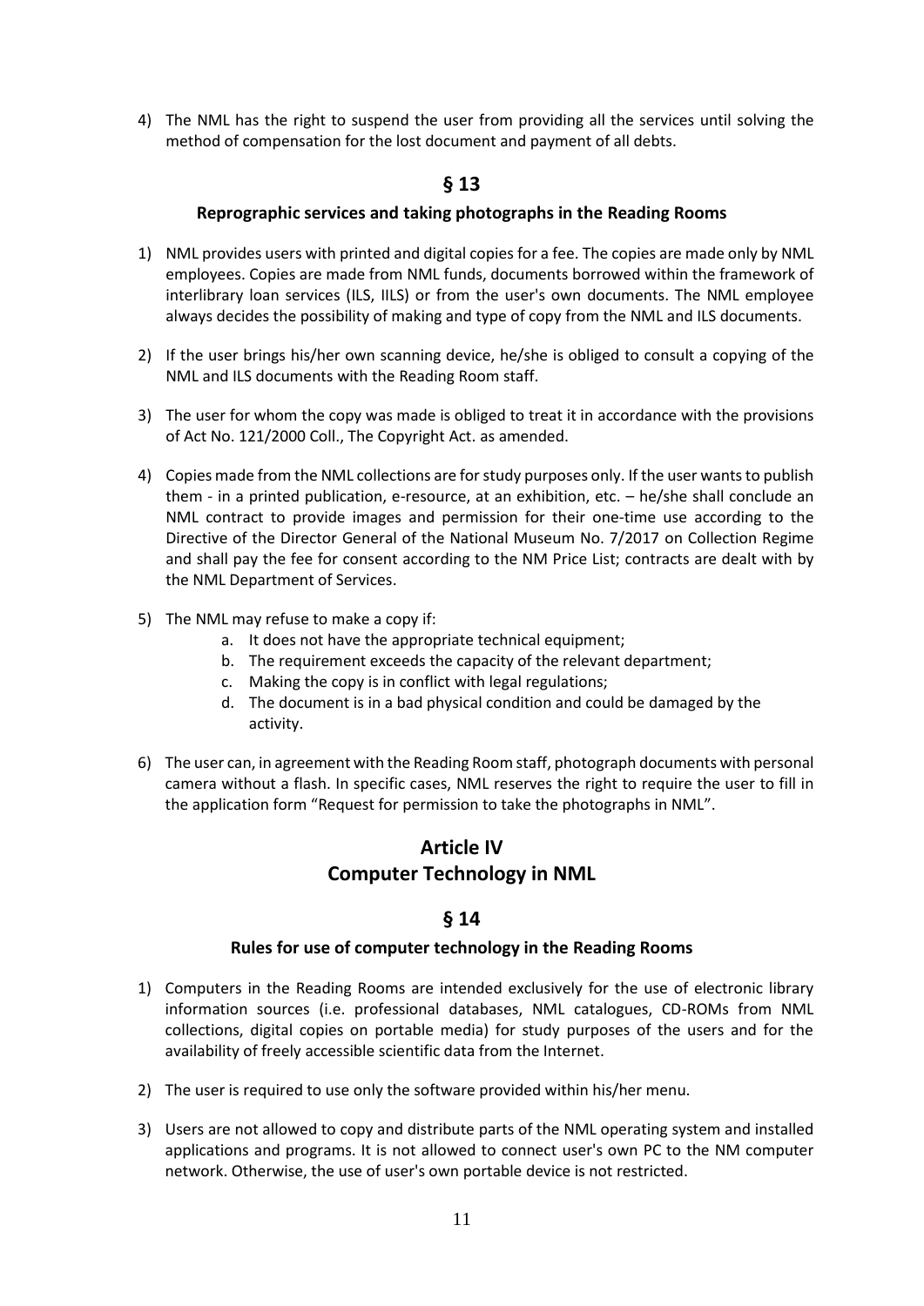4) The NML has the right to suspend the user from providing all the services until solving the method of compensation for the lost document and payment of all debts.

## § 13

### Reprographic services and taking photographs in the Reading Rooms

1) NML provides users with printed and digital copies for a fee. The copies are made only by NML employees. Copies are made from NML funds, documents borrowed within the framework of interlibrary loan services (ILS, IILS) or from the user's own documents. The NML employee always decides the possibility of making and type of copy from the NML and ILS documents.

2) If the user brings his/her own scanning device, he/she is obliged to consult a copying of the NML and ILS documents with the Reading Room staff.

3) The user for whom the copy was made is obliged to treat it in accordance with the provisions of Act No. 121/2000 Coll., The Copyright Act. as amended.

4) Copies made from the NML collections are for study purposes only. If the user wants to publish them - in a printed publication, e-resource, at an exhibition, etc. – he/she shall conclude an NML contract to provide images and permission for their one-time use according to the Directive of the Director General of the National Museum No. 7/2017 on Collection Regime and shall pay the fee for consent according to the NM Price List; contracts are dealt with by the NML Department of Services.

5) The NML may refuse to make a copy if:
   a. It does not have the appropriate technical equipment;
   b. The requirement exceeds the capacity of the relevant department;
   c. Making the copy is in conflict with legal regulations;
   d. The document is in a bad physical condition and could be damaged by the activity.

6) The user can, in agreement with the Reading Room staff, photograph documents with personal camera without a flash. In specific cases, NML reserves the right to require the user to fill in the application form "Request for permission to take the photographs in NML".

# Article IV
# Computer Technology in NML

## § 14

### Rules for use of computer technology in the Reading Rooms

1) Computers in the Reading Rooms are intended exclusively for the use of electronic library information sources (i.e. professional databases, NML catalogues, CD-ROMs from NML collections, digital copies on portable media) for study purposes of the users and for the availability of freely accessible scientific data from the Internet.

2) The user is required to use only the software provided within his/her menu.

3) Users are not allowed to copy and distribute parts of the NML operating system and installed applications and programs. It is not allowed to connect user's own PC to the NM computer network. Otherwise, the use of user's own portable device is not restricted.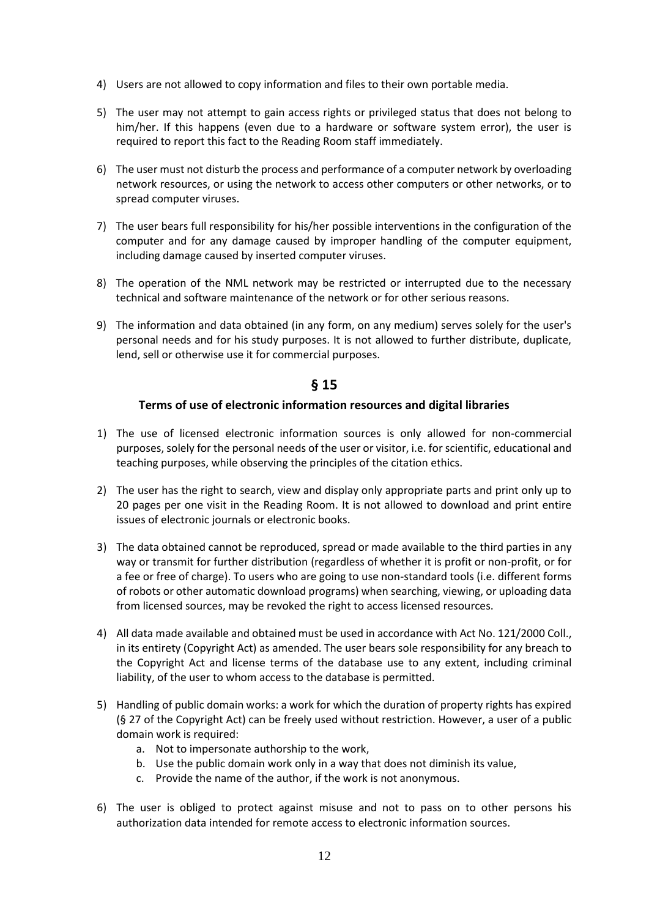4) Users are not allowed to copy information and files to their own portable media.

5) The user may not attempt to gain access rights or privileged status that does not belong to him/her. If this happens (even due to a hardware or software system error), the user is required to report this fact to the Reading Room staff immediately.

6) The user must not disturb the process and performance of a computer network by overloading network resources, or using the network to access other computers or other networks, or to spread computer viruses.

7) The user bears full responsibility for his/her possible interventions in the configuration of the computer and for any damage caused by improper handling of the computer equipment, including damage caused by inserted computer viruses.

8) The operation of the NML network may be restricted or interrupted due to the necessary technical and software maintenance of the network or for other serious reasons.

9) The information and data obtained (in any form, on any medium) serves solely for the user's personal needs and for his study purposes. It is not allowed to further distribute, duplicate, lend, sell or otherwise use it for commercial purposes.

## § 15

### Terms of use of electronic information resources and digital libraries

1) The use of licensed electronic information sources is only allowed for non-commercial purposes, solely for the personal needs of the user or visitor, i.e. for scientific, educational and teaching purposes, while observing the principles of the citation ethics.

2) The user has the right to search, view and display only appropriate parts and print only up to 20 pages per one visit in the Reading Room. It is not allowed to download and print entire issues of electronic journals or electronic books.

3) The data obtained cannot be reproduced, spread or made available to the third parties in any way or transmit for further distribution (regardless of whether it is profit or non-profit, or for a fee or free of charge). To users who are going to use non-standard tools (i.e. different forms of robots or other automatic download programs) when searching, viewing, or uploading data from licensed sources, may be revoked the right to access licensed resources.

4) All data made available and obtained must be used in accordance with Act No. 121/2000 Coll., in its entirety (Copyright Act) as amended. The user bears sole responsibility for any breach to the Copyright Act and license terms of the database use to any extent, including criminal liability, of the user to whom access to the database is permitted.

5) Handling of public domain works: a work for which the duration of property rights has expired (§ 27 of the Copyright Act) can be freely used without restriction. However, a user of a public domain work is required:
    a. Not to impersonate authorship to the work,
    b. Use the public domain work only in a way that does not diminish its value,
    c. Provide the name of the author, if the work is not anonymous.

6) The user is obliged to protect against misuse and not to pass on to other persons his authorization data intended for remote access to electronic information sources.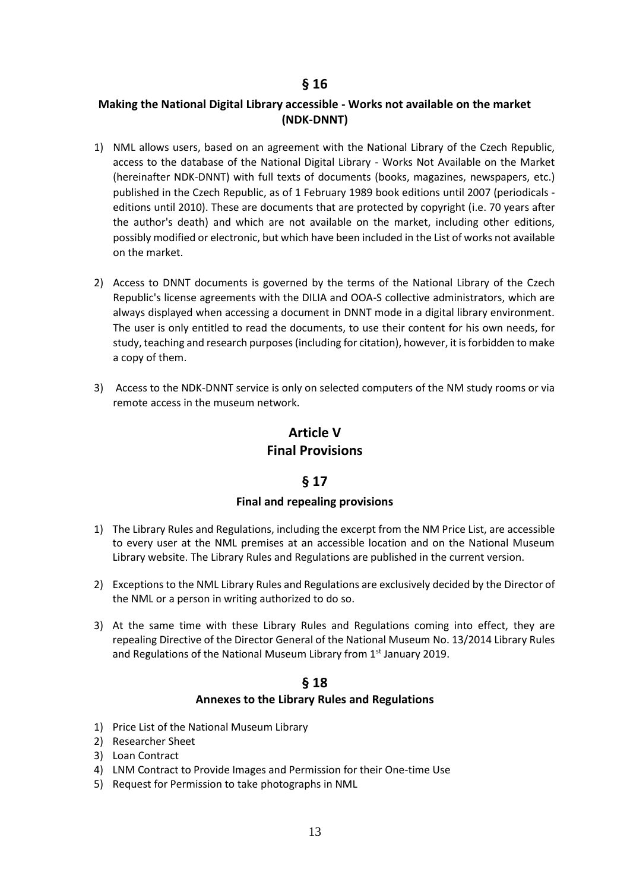## § 16

### Making the National Digital Library accessible - Works not available on the market (NDK-DNNT)

1) NML allows users, based on an agreement with the National Library of the Czech Republic, access to the database of the National Digital Library - Works Not Available on the Market (hereinafter NDK-DNNT) with full texts of documents (books, magazines, newspapers, etc.) published in the Czech Republic, as of 1 February 1989 book editions until 2007 (periodicals - editions until 2010). These are documents that are protected by copyright (i.e. 70 years after the author's death) and which are not available on the market, including other editions, possibly modified or electronic, but which have been included in the List of works not available on the market.

2) Access to DNNT documents is governed by the terms of the National Library of the Czech Republic's license agreements with the DILIA and OOA-S collective administrators, which are always displayed when accessing a document in DNNT mode in a digital library environment. The user is only entitled to read the documents, to use their content for his own needs, for study, teaching and research purposes (including for citation), however, it is forbidden to make a copy of them.

3) Access to the NDK-DNNT service is only on selected computers of the NM study rooms or via remote access in the museum network.

# Article V
# Final Provisions

## § 17

### Final and repealing provisions

1) The Library Rules and Regulations, including the excerpt from the NM Price List, are accessible to every user at the NML premises at an accessible location and on the National Museum Library website. The Library Rules and Regulations are published in the current version.

2) Exceptions to the NML Library Rules and Regulations are exclusively decided by the Director of the NML or a person in writing authorized to do so.

3) At the same time with these Library Rules and Regulations coming into effect, they are repealing Directive of the Director General of the National Museum No. 13/2014 Library Rules and Regulations of the National Museum Library from 1st January 2019.

## § 18

### Annexes to the Library Rules and Regulations

1) Price List of the National Museum Library
2) Researcher Sheet
3) Loan Contract
4) LNM Contract to Provide Images and Permission for their One-time Use
5) Request for Permission to take photographs in NML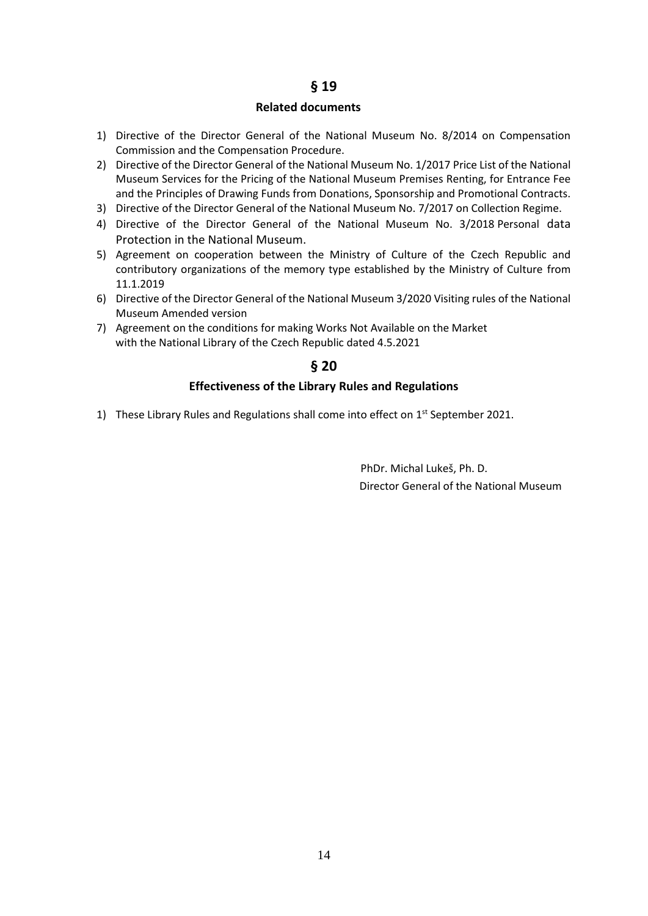## § 19

### Related documents

1) Directive of the Director General of the National Museum No. 8/2014 on Compensation Commission and the Compensation Procedure.
2) Directive of the Director General of the National Museum No. 1/2017 Price List of the National Museum Services for the Pricing of the National Museum Premises Renting, for Entrance Fee and the Principles of Drawing Funds from Donations, Sponsorship and Promotional Contracts.
3) Directive of the Director General of the National Museum No. 7/2017 on Collection Regime.
4) Directive of the Director General of the National Museum No. 3/2018 Personal data Protection in the National Museum.
5) Agreement on cooperation between the Ministry of Culture of the Czech Republic and contributory organizations of the memory type established by the Ministry of Culture from 11.1.2019
6) Directive of the Director General of the National Museum 3/2020 Visiting rules of the National Museum Amended version
7) Agreement on the conditions for making Works Not Available on the Market with the National Library of the Czech Republic dated 4.5.2021

## § 20

### Effectiveness of the Library Rules and Regulations

1) These Library Rules and Regulations shall come into effect on 1st September 2021.

PhDr. Michal Lukeš, Ph. D.
Director General of the National Museum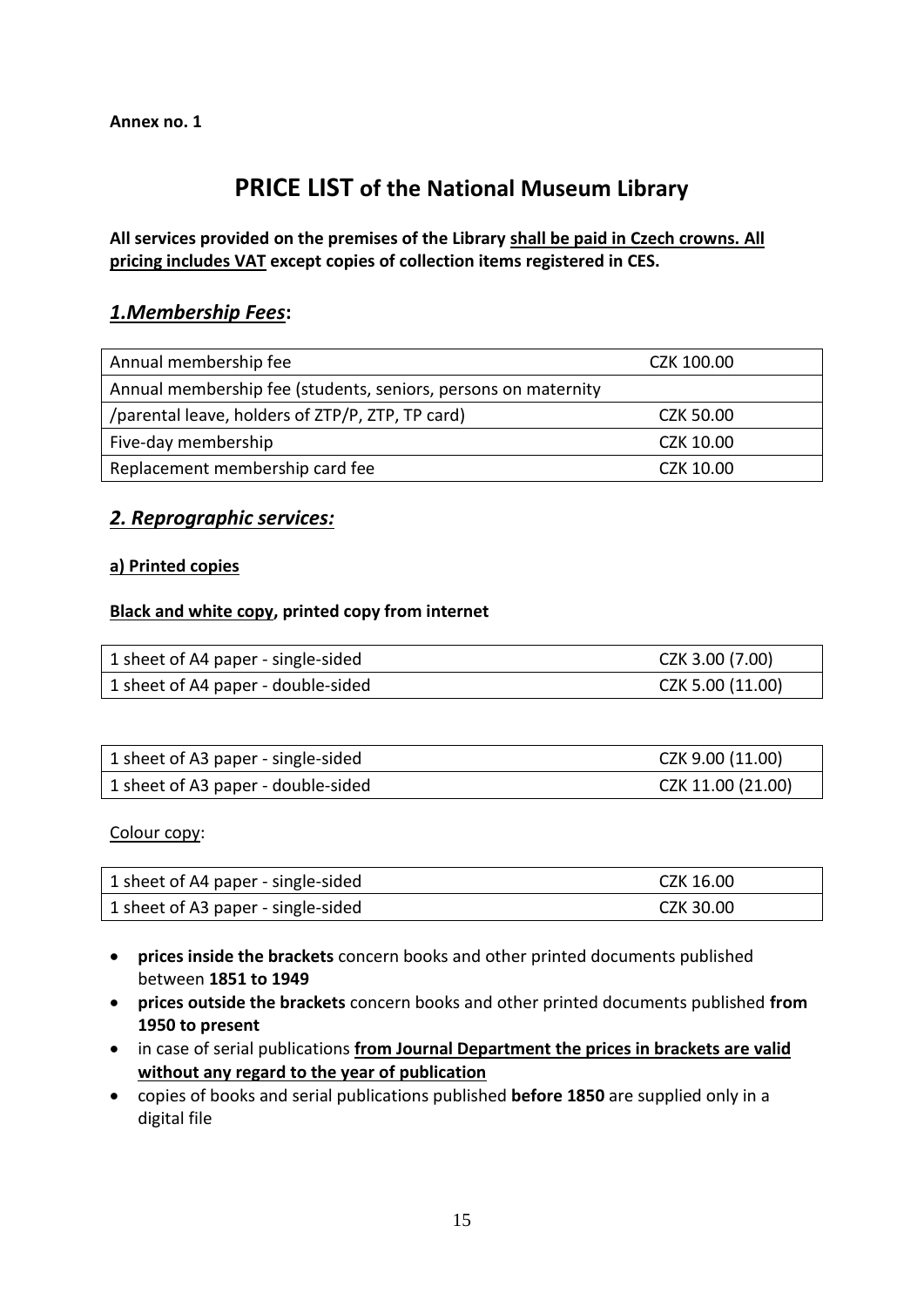**Annex no. 1**

# PRICE LIST of the National Museum Library

**All services provided on the premises of the Library shall be paid in Czech crowns. All pricing includes VAT except copies of collection items registered in CES.**

## *1.Membership Fees*:

| | |
|---|---|
| Annual membership fee | CZK 100.00 |
| Annual membership fee (students, seniors, persons on maternity /parental leave, holders of ZTP/P, ZTP, TP card) | CZK 50.00 |
| Five-day membership | CZK 10.00 |
| Replacement membership card fee | CZK 10.00 |

## *2. Reprographic services:*

**a) Printed copies**

**Black and white copy, printed copy from internet**

| | |
|---|---|
| 1 sheet of A4 paper - single-sided | CZK 3.00 (7.00) |
| 1 sheet of A4 paper - double-sided | CZK 5.00 (11.00) |

| | |
|---|---|
| 1 sheet of A3 paper - single-sided | CZK 9.00 (11.00) |
| 1 sheet of A3 paper - double-sided | CZK 11.00 (21.00) |

Colour copy:

| | |
|---|---|
| 1 sheet of A4 paper - single-sided | CZK 16.00 |
| 1 sheet of A3 paper - single-sided | CZK 30.00 |

- **prices inside the brackets** concern books and other printed documents published between **1851 to 1949**
- **prices outside the brackets** concern books and other printed documents published **from 1950 to present**
- in case of serial publications **from Journal Department the prices in brackets are valid without any regard to the year of publication**
- copies of books and serial publications published **before 1850** are supplied only in a digital file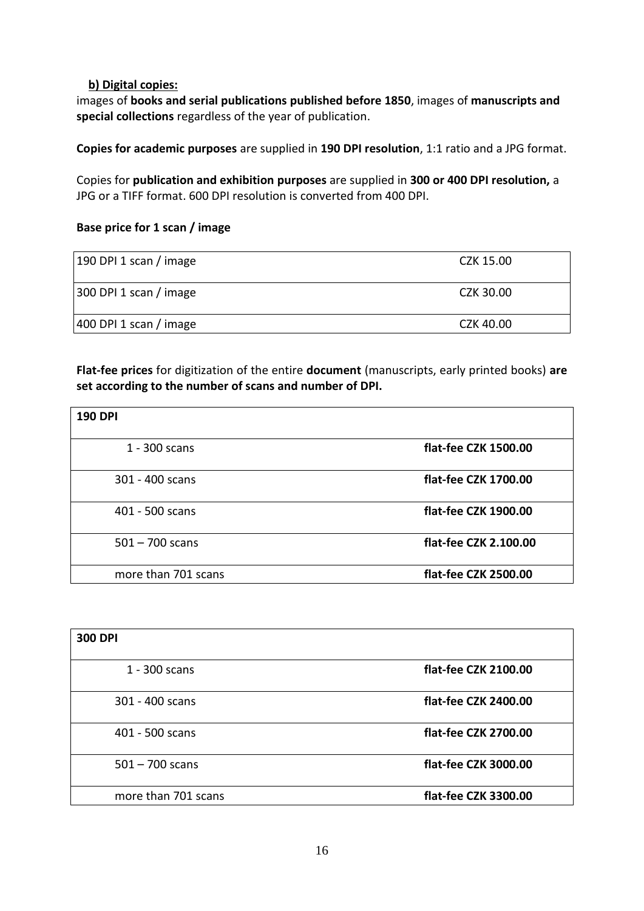**b) Digital copies:**

images of **books and serial publications published before 1850**, images of **manuscripts and special collections** regardless of the year of publication.

**Copies for academic purposes** are supplied in **190 DPI resolution**, 1:1 ratio and a JPG format.

Copies for **publication and exhibition purposes** are supplied in **300 or 400 DPI resolution,** a JPG or a TIFF format. 600 DPI resolution is converted from 400 DPI.

**Base price for 1 scan / image**

| | |
|---|---|
| 190 DPI 1 scan / image | CZK 15.00 |
| 300 DPI 1 scan / image | CZK 30.00 |
| 400 DPI 1 scan / image | CZK 40.00 |

**Flat-fee prices** for digitization of the entire **document** (manuscripts, early printed books) **are set according to the number of scans and number of DPI.**

| **190 DPI** | |
|---|---|
| 1 - 300 scans | **flat-fee CZK 1500.00** |
| 301 - 400 scans | **flat-fee CZK 1700.00** |
| 401 - 500 scans | **flat-fee CZK 1900.00** |
| 501 – 700 scans | **flat-fee CZK 2.100.00** |
| more than 701 scans | **flat-fee CZK 2500.00** |

| **300 DPI** | |
|---|---|
| 1 - 300 scans | **flat-fee CZK 2100.00** |
| 301 - 400 scans | **flat-fee CZK 2400.00** |
| 401 - 500 scans | **flat-fee CZK 2700.00** |
| 501 – 700 scans | **flat-fee CZK 3000.00** |
| more than 701 scans | **flat-fee CZK 3300.00** |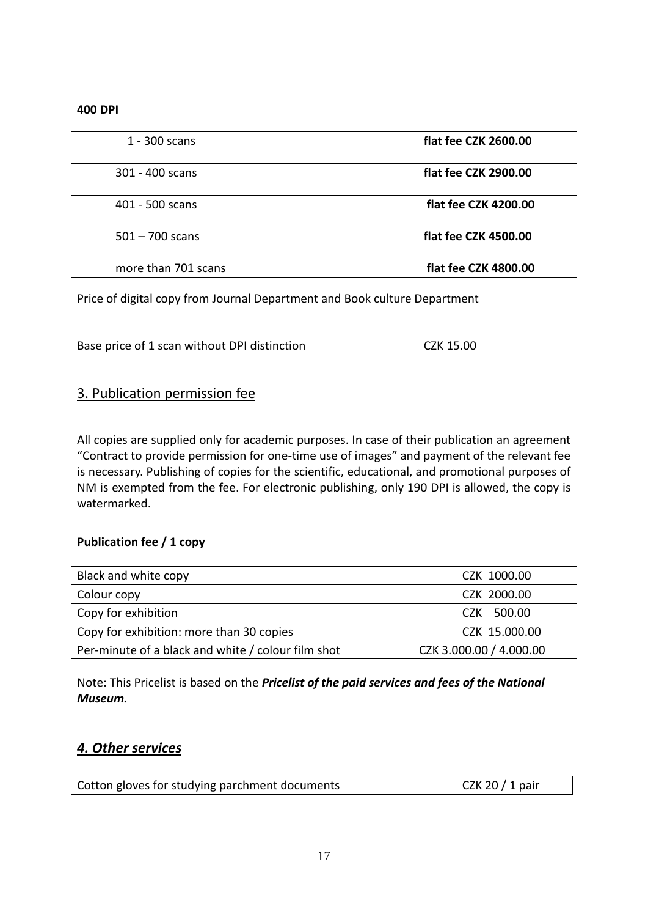| 400 DPI | |
|---|---|
| 1 - 300 scans | **flat fee CZK 2600.00** |
| 301 - 400 scans | **flat fee CZK 2900.00** |
| 401 - 500 scans | **flat fee CZK 4200.00** |
| 501 – 700 scans | **flat fee CZK 4500.00** |
| more than 701 scans | **flat fee CZK 4800.00** |

Price of digital copy from Journal Department and Book culture Department

| Base price of 1 scan without DPI distinction | CZK 15.00 |
|---|---|

## 3. Publication permission fee

All copies are supplied only for academic purposes. In case of their publication an agreement "Contract to provide permission for one-time use of images" and payment of the relevant fee is necessary. Publishing of copies for the scientific, educational, and promotional purposes of NM is exempted from the fee. For electronic publishing, only 190 DPI is allowed, the copy is watermarked.

**Publication fee / 1 copy**

| Item | Fee |
|---|---|
| Black and white copy | CZK 1000.00 |
| Colour copy | CZK 2000.00 |
| Copy for exhibition | CZK 500.00 |
| Copy for exhibition: more than 30 copies | CZK 15.000.00 |
| Per-minute of a black and white / colour film shot | CZK 3.000.00 / 4.000.00 |

Note: This Pricelist is based on the ***Pricelist of the paid services and fees of the National Museum.***

## *4. Other services*

| Cotton gloves for studying parchment documents | CZK 20 / 1 pair |
|---|---|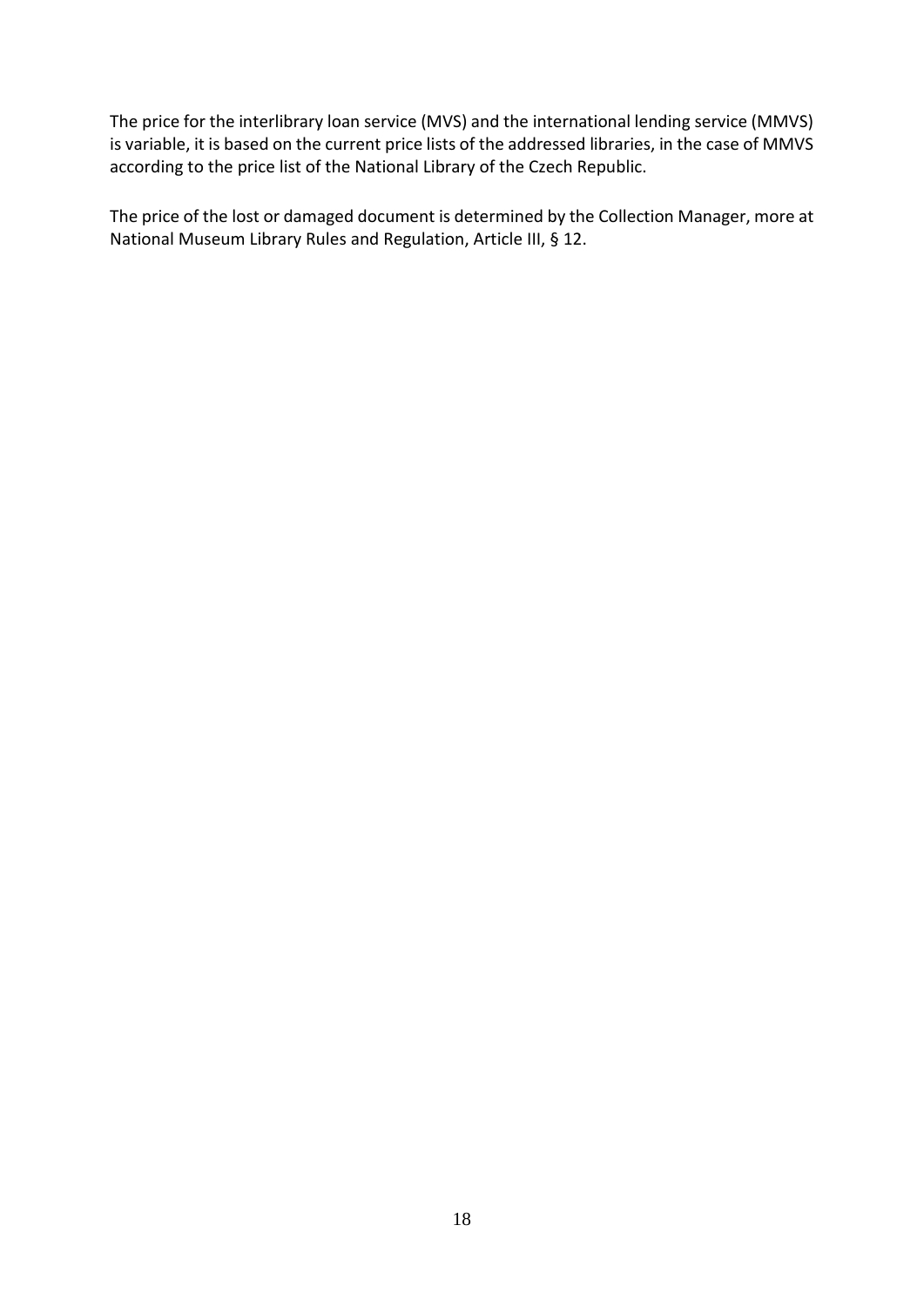The price for the interlibrary loan service (MVS) and the international lending service (MMVS) is variable, it is based on the current price lists of the addressed libraries, in the case of MMVS according to the price list of the National Library of the Czech Republic.

The price of the lost or damaged document is determined by the Collection Manager, more at National Museum Library Rules and Regulation, Article III, § 12.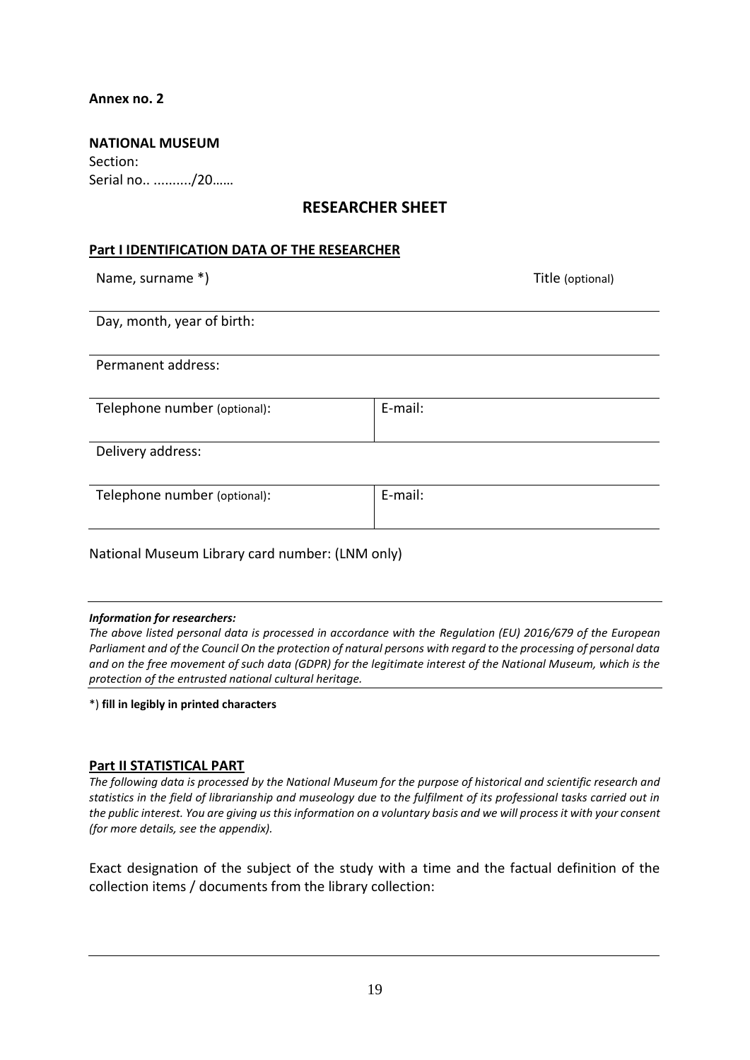**Annex no. 2**

**NATIONAL MUSEUM**
Section:
Serial no.. ........../20……

## RESEARCHER SHEET

### Part I IDENTIFICATION DATA OF THE RESEARCHER

| Name, surname *) | Title (optional) |
|---|---|
| Day, month, year of birth: | |
| Permanent address: | |
| Telephone number (optional): | E-mail: |
| Delivery address: | |
| Telephone number (optional): | E-mail: |

National Museum Library card number: (LNM only)

***Information for researchers:***
*The above listed personal data is processed in accordance with the Regulation (EU) 2016/679 of the European Parliament and of the Council On the protection of natural persons with regard to the processing of personal data and on the free movement of such data (GDPR) for the legitimate interest of the National Museum, which is the protection of the entrusted national cultural heritage.*

*) **fill in legibly in printed characters**

### Part II STATISTICAL PART

*The following data is processed by the National Museum for the purpose of historical and scientific research and statistics in the field of librarianship and museology due to the fulfilment of its professional tasks carried out in the public interest. You are giving us this information on a voluntary basis and we will process it with your consent (for more details, see the appendix).*

Exact designation of the subject of the study with a time and the factual definition of the collection items / documents from the library collection: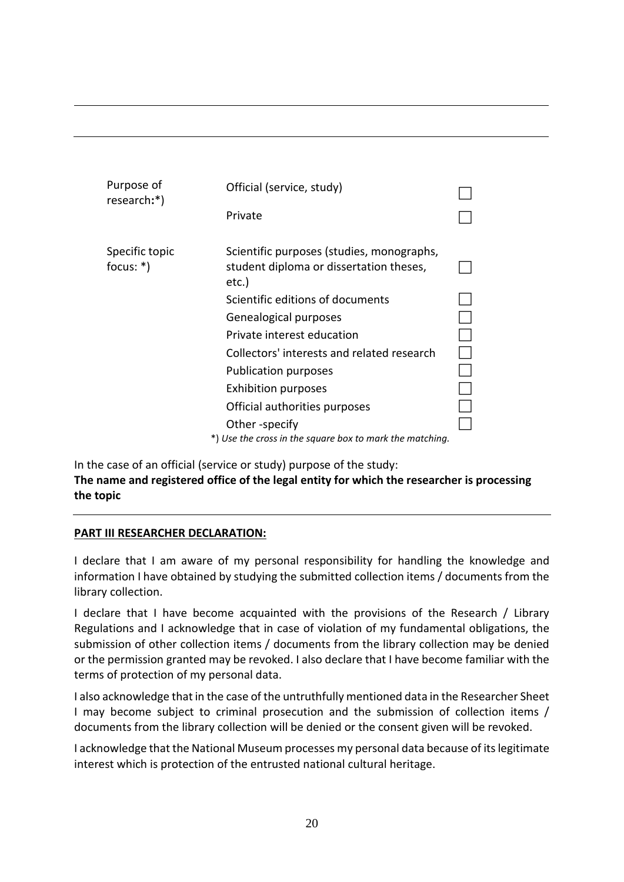---

---

| Purpose of research:*) | Official (service, study) | ☐ |
| --- | --- | --- |
| | Private | ☐ |
| Specific topic focus: *) | Scientific purposes (studies, monographs, student diploma or dissertation theses, etc.) | ☐ |
| | Scientific editions of documents | ☐ |
| | Genealogical purposes | ☐ |
| | Private interest education | ☐ |
| | Collectors' interests and related research | ☐ |
| | Publication purposes | ☐ |
| | Exhibition purposes | ☐ |
| | Official authorities purposes | ☐ |
| | Other -specify | ☐ |

*) *Use the cross in the square box to mark the matching.*

In the case of an official (service or study) purpose of the study:
**The name and registered office of the legal entity for which the researcher is processing the topic**

---

**PART III RESEARCHER DECLARATION:**

I declare that I am aware of my personal responsibility for handling the knowledge and information I have obtained by studying the submitted collection items / documents from the library collection.

I declare that I have become acquainted with the provisions of the Research / Library Regulations and I acknowledge that in case of violation of my fundamental obligations, the submission of other collection items / documents from the library collection may be denied or the permission granted may be revoked. I also declare that I have become familiar with the terms of protection of my personal data.

I also acknowledge that in the case of the untruthfully mentioned data in the Researcher Sheet I may become subject to criminal prosecution and the submission of collection items / documents from the library collection will be denied or the consent given will be revoked.

I acknowledge that the National Museum processes my personal data because of its legitimate interest which is protection of the entrusted national cultural heritage.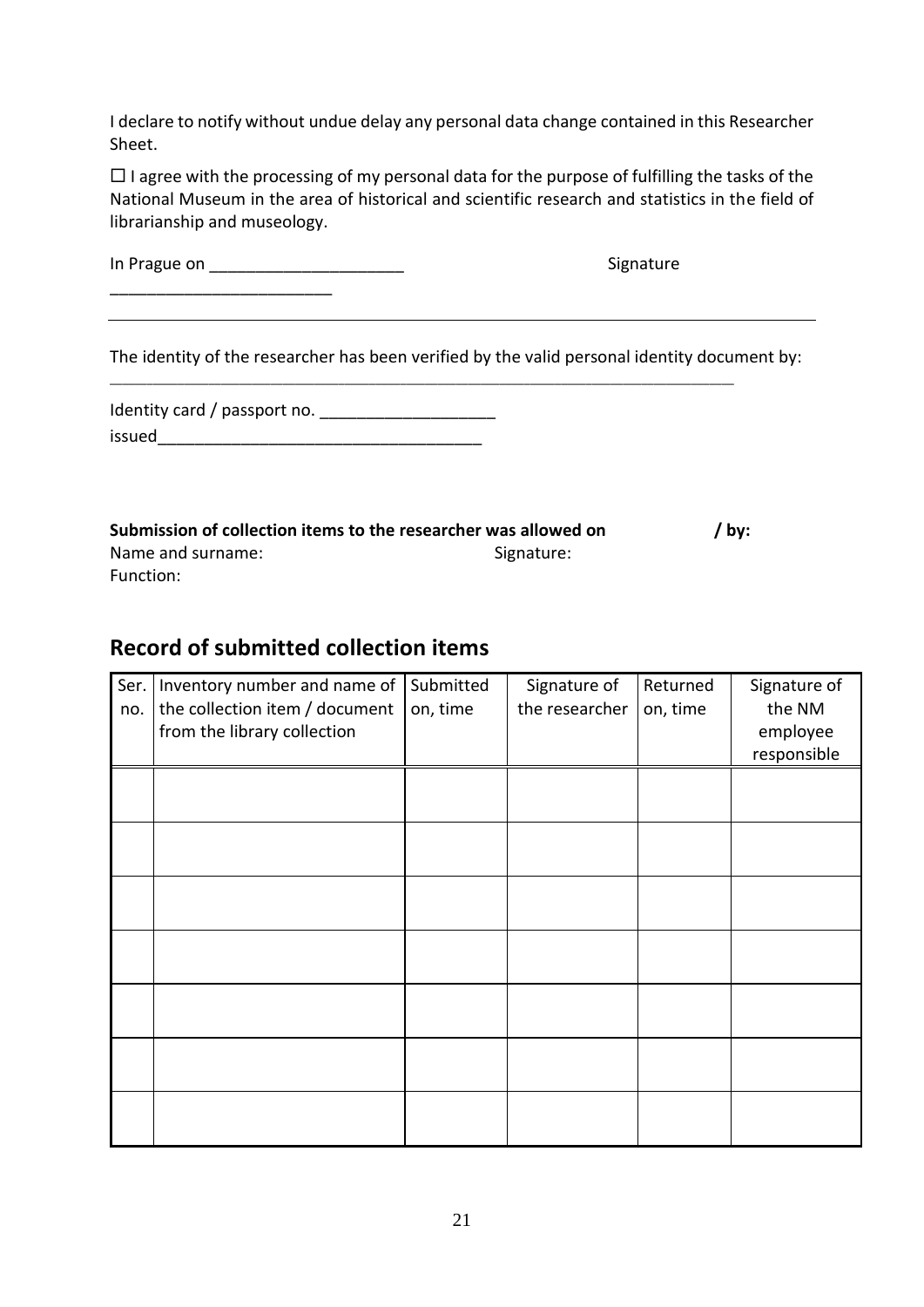I declare to notify without undue delay any personal data change contained in this Researcher Sheet.

☐ I agree with the processing of my personal data for the purpose of fulfilling the tasks of the National Museum in the area of historical and scientific research and statistics in the field of librarianship and museology.

In Prague on _____________________ Signature ________________________

---

The identity of the researcher has been verified by the valid personal identity document by: _______________________________________________________________________

Identity card / passport no. ___________________ issued___________________________________

**Submission of collection items to the researcher was allowed on / by:**
Name and surname: Signature:
Function:

## Record of submitted collection items

| Ser. no. | Inventory number and name of the collection item / document from the library collection | Submitted on, time | Signature of the researcher | Returned on, time | Signature of the NM employee responsible |
|---|---|---|---|---|---|
| | | | | | |
| | | | | | |
| | | | | | |
| | | | | | |
| | | | | | |
| | | | | | |
| | | | | | |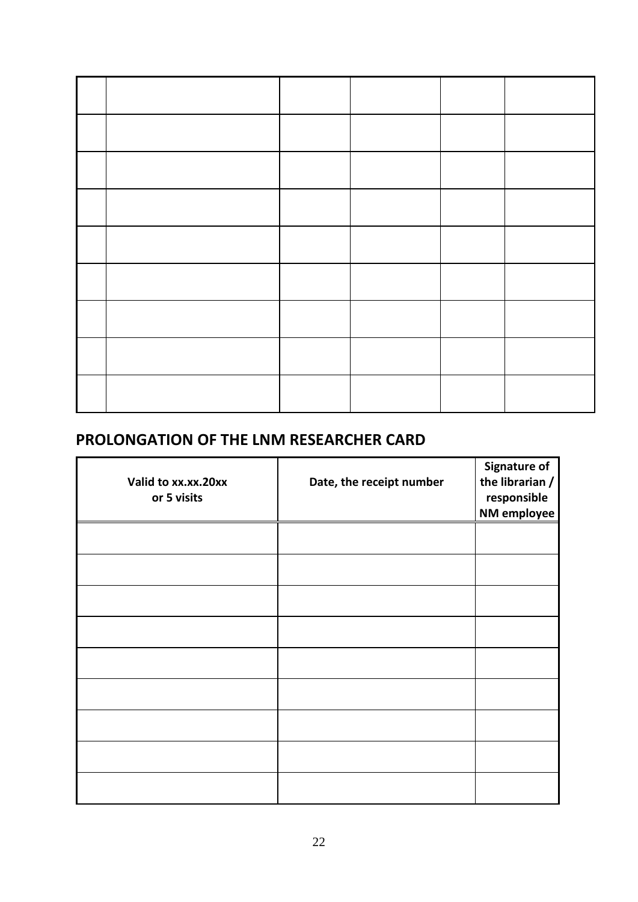| | | | | | |
|---|---|---|---|---|---|
| | | | | | |
| | | | | | |
| | | | | | |
| | | | | | |
| | | | | | |
| | | | | | |
| | | | | | |
| | | | | | |

## PROLONGATION OF THE LNM RESEARCHER CARD

| Valid to xx.xx.20xx or 5 visits | Date, the receipt number | Signature of the librarian / responsible NM employee |
|---|---|---|
| | | |
| | | |
| | | |
| | | |
| | | |
| | | |
| | | |
| | | |
| | | |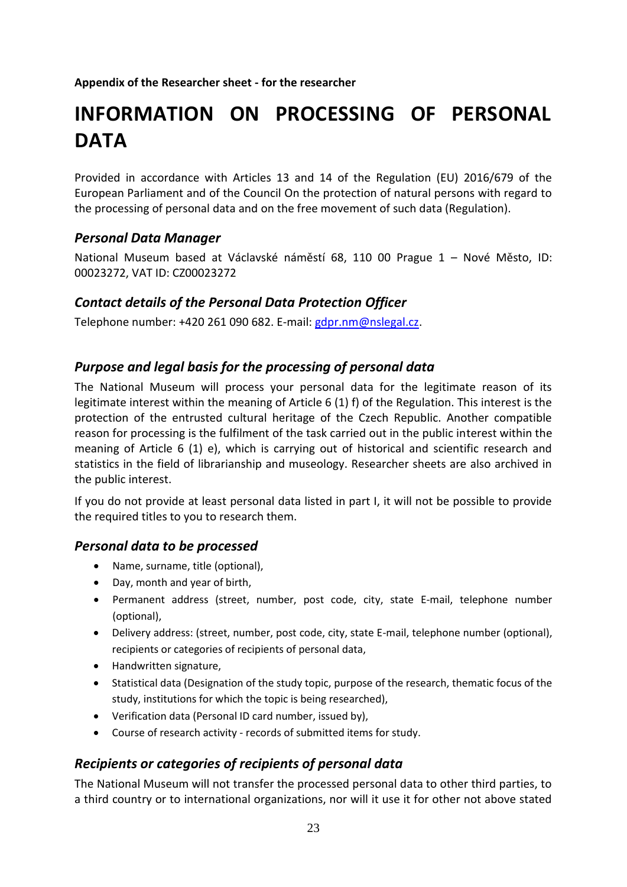**Appendix of the Researcher sheet - for the researcher**

# INFORMATION ON PROCESSING OF PERSONAL DATA

Provided in accordance with Articles 13 and 14 of the Regulation (EU) 2016/679 of the European Parliament and of the Council On the protection of natural persons with regard to the processing of personal data and on the free movement of such data (Regulation).

### *Personal Data Manager*

National Museum based at Václavské náměstí 68, 110 00 Prague 1 – Nové Město, ID: 00023272, VAT ID: CZ00023272

### *Contact details of the Personal Data Protection Officer*

Telephone number: +420 261 090 682. E-mail: gdpr.nm@nslegal.cz.

### *Purpose and legal basis for the processing of personal data*

The National Museum will process your personal data for the legitimate reason of its legitimate interest within the meaning of Article 6 (1) f) of the Regulation. This interest is the protection of the entrusted cultural heritage of the Czech Republic. Another compatible reason for processing is the fulfilment of the task carried out in the public interest within the meaning of Article 6 (1) e), which is carrying out of historical and scientific research and statistics in the field of librarianship and museology. Researcher sheets are also archived in the public interest.

If you do not provide at least personal data listed in part I, it will not be possible to provide the required titles to you to research them.

### *Personal data to be processed*

- Name, surname, title (optional),
- Day, month and year of birth,
- Permanent address (street, number, post code, city, state E-mail, telephone number (optional),
- Delivery address: (street, number, post code, city, state E-mail, telephone number (optional), recipients or categories of recipients of personal data,
- Handwritten signature,
- Statistical data (Designation of the study topic, purpose of the research, thematic focus of the study, institutions for which the topic is being researched),
- Verification data (Personal ID card number, issued by),
- Course of research activity - records of submitted items for study.

### *Recipients or categories of recipients of personal data*

The National Museum will not transfer the processed personal data to other third parties, to a third country or to international organizations, nor will it use it for other not above stated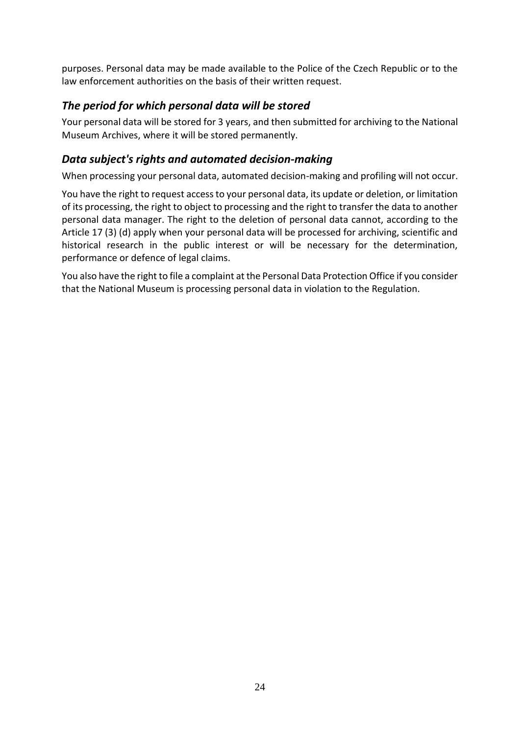purposes. Personal data may be made available to the Police of the Czech Republic or to the law enforcement authorities on the basis of their written request.

### *The period for which personal data will be stored*

Your personal data will be stored for 3 years, and then submitted for archiving to the National Museum Archives, where it will be stored permanently.

### *Data subject's rights and automated decision-making*

When processing your personal data, automated decision-making and profiling will not occur.

You have the right to request access to your personal data, its update or deletion, or limitation of its processing, the right to object to processing and the right to transfer the data to another personal data manager. The right to the deletion of personal data cannot, according to the Article 17 (3) (d) apply when your personal data will be processed for archiving, scientific and historical research in the public interest or will be necessary for the determination, performance or defence of legal claims.

You also have the right to file a complaint at the Personal Data Protection Office if you consider that the National Museum is processing personal data in violation to the Regulation.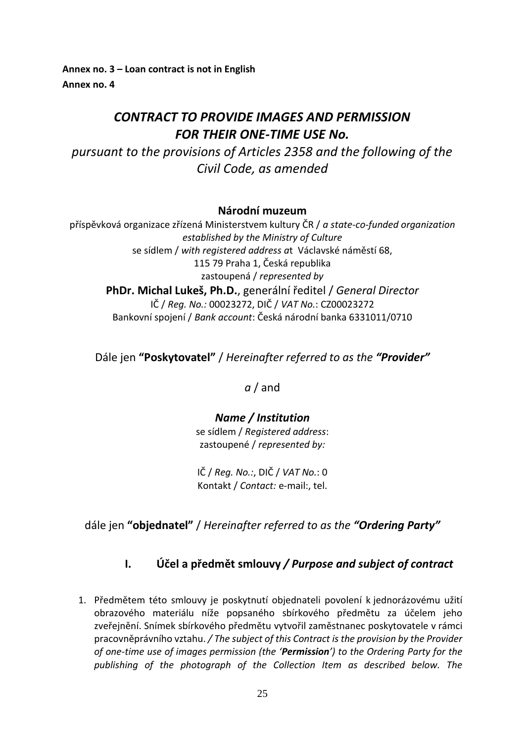**Annex no. 3 – Loan contract is not in English**
**Annex no. 4**

# *CONTRACT TO PROVIDE IMAGES AND PERMISSION FOR THEIR ONE-TIME USE No.*

*pursuant to the provisions of Articles 2358 and the following of the Civil Code, as amended*

**Národní muzeum**
příspěvková organizace zřízená Ministerstvem kultury ČR / *a state-co-funded organization established by the Ministry of Culture*
se sídlem / *with registered address a*t Václavské náměstí 68,
115 79 Praha 1, Česká republika
zastoupená / *represented by*
**PhDr. Michal Lukeš, Ph.D.**, generální ředitel / *General Director*
IČ / *Reg. No.:* 00023272, DIČ / *VAT No.*: CZ00023272
Bankovní spojení / *Bank account*: Česká národní banka 6331011/0710

Dále jen **"Poskytovatel"** / *Hereinafter referred to as the **"Provider"***

*a* / and

***Name / Institution***
se sídlem / *Registered address*:
zastoupené / *represented by:*

IČ / *Reg. No.:*, DIČ / *VAT No.*: 0
Kontakt / *Contact:* e-mail:, tel.

dále jen **"objednatel"** / *Hereinafter referred to as the **"Ordering Party"***

## I. Účel a předmět smlouvy */ Purpose and subject of contract*

1. Předmětem této smlouvy je poskytnutí objednateli povolení k jednorázovému užití obrazového materiálu níže popsaného sbírkového předmětu za účelem jeho zveřejnění. Snímek sbírkového předmětu vytvořil zaměstnanec poskytovatele v rámci pracovněprávního vztahu. */ The subject of this Contract is the provision by the Provider of one-time use of images permission (the '**Permission**') to the Ordering Party for the publishing of the photograph of the Collection Item as described below. The*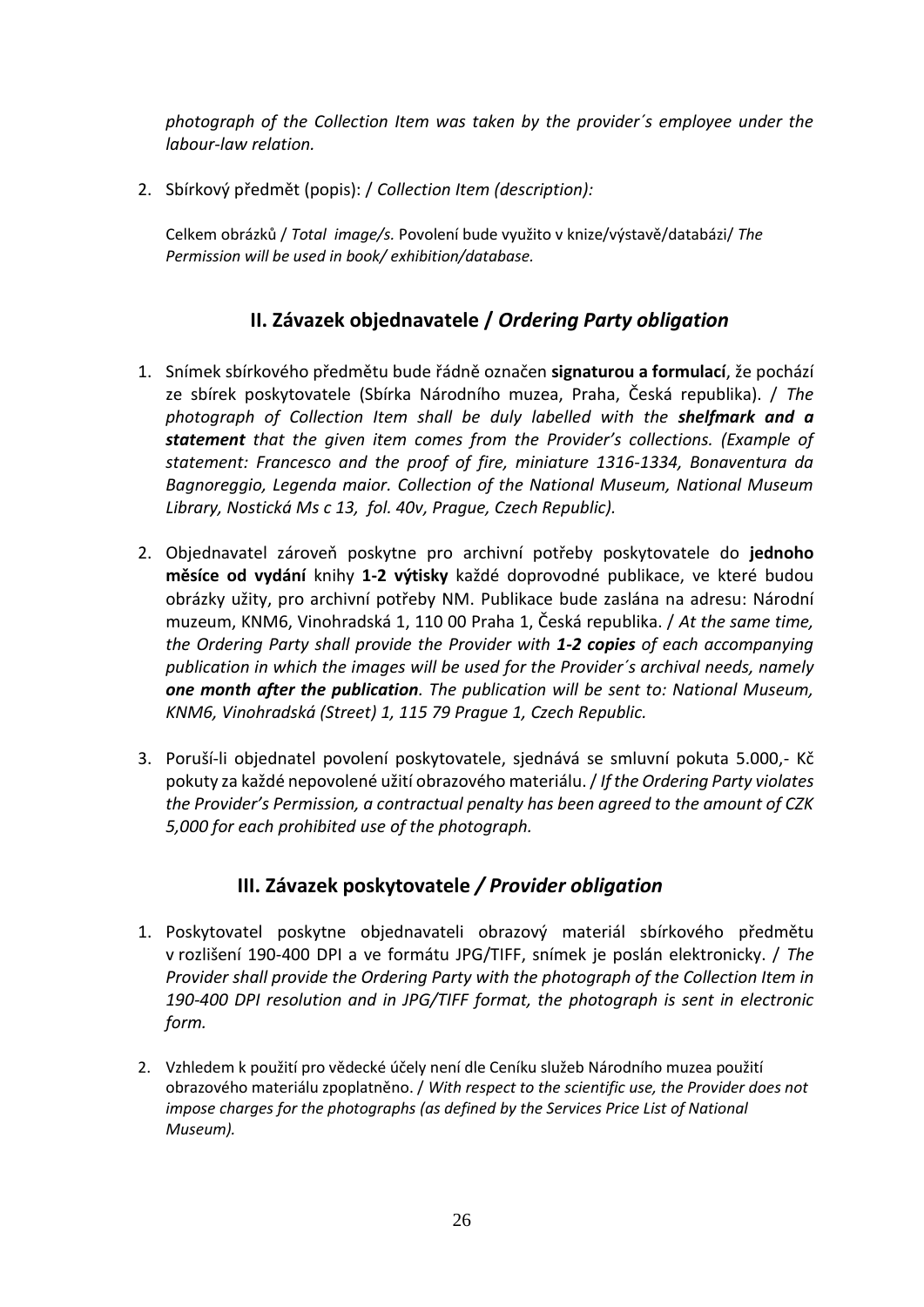*photograph of the Collection Item was taken by the provider´s employee under the labour-law relation.*

2. Sbírkový předmět (popis): / *Collection Item (description):*

   Celkem obrázků / *Total image/s.* Povolení bude využito v knize/výstavě/databázi/ *The Permission will be used in book/ exhibition/database.*

## II. Závazek objednavatele / *Ordering Party obligation*

1. Snímek sbírkového předmětu bude řádně označen **signaturou a formulací**, že pochází ze sbírek poskytovatele (Sbírka Národního muzea, Praha, Česká republika). / *The photograph of Collection Item shall be duly labelled with the **shelfmark and a statement** that the given item comes from the Provider's collections. (Example of statement: Francesco and the proof of fire, miniature 1316-1334, Bonaventura da Bagnoreggio, Legenda maior. Collection of the National Museum, National Museum Library, Nostická Ms c 13, fol. 40v, Prague, Czech Republic).*

2. Objednavatel zároveň poskytne pro archivní potřeby poskytovatele do **jednoho měsíce od vydání** knihy **1-2 výtisky** každé doprovodné publikace, ve které budou obrázky užity, pro archivní potřeby NM. Publikace bude zaslána na adresu: Národní muzeum, KNM6, Vinohradská 1, 110 00 Praha 1, Česká republika. / *At the same time, the Ordering Party shall provide the Provider with **1-2 copies** of each accompanying publication in which the images will be used for the Provider´s archival needs, namely **one month after the publication**. The publication will be sent to: National Museum, KNM6, Vinohradská (Street) 1, 115 79 Prague 1, Czech Republic.*

3. Poruší-li objednatel povolení poskytovatele, sjednává se smluvní pokuta 5.000,- Kč pokuty za každé nepovolené užití obrazového materiálu. / *If the Ordering Party violates the Provider's Permission, a contractual penalty has been agreed to the amount of CZK 5,000 for each prohibited use of the photograph.*

## III. Závazek poskytovatele */ Provider obligation*

1. Poskytovatel poskytne objednavateli obrazový materiál sbírkového předmětu v rozlišení 190-400 DPI a ve formátu JPG/TIFF, snímek je poslán elektronicky. / *The Provider shall provide the Ordering Party with the photograph of the Collection Item in 190-400 DPI resolution and in JPG/TIFF format, the photograph is sent in electronic form.*

2. Vzhledem k použití pro vědecké účely není dle Ceníku služeb Národního muzea použití obrazového materiálu zpoplatněno. / *With respect to the scientific use, the Provider does not impose charges for the photographs (as defined by the Services Price List of National Museum).*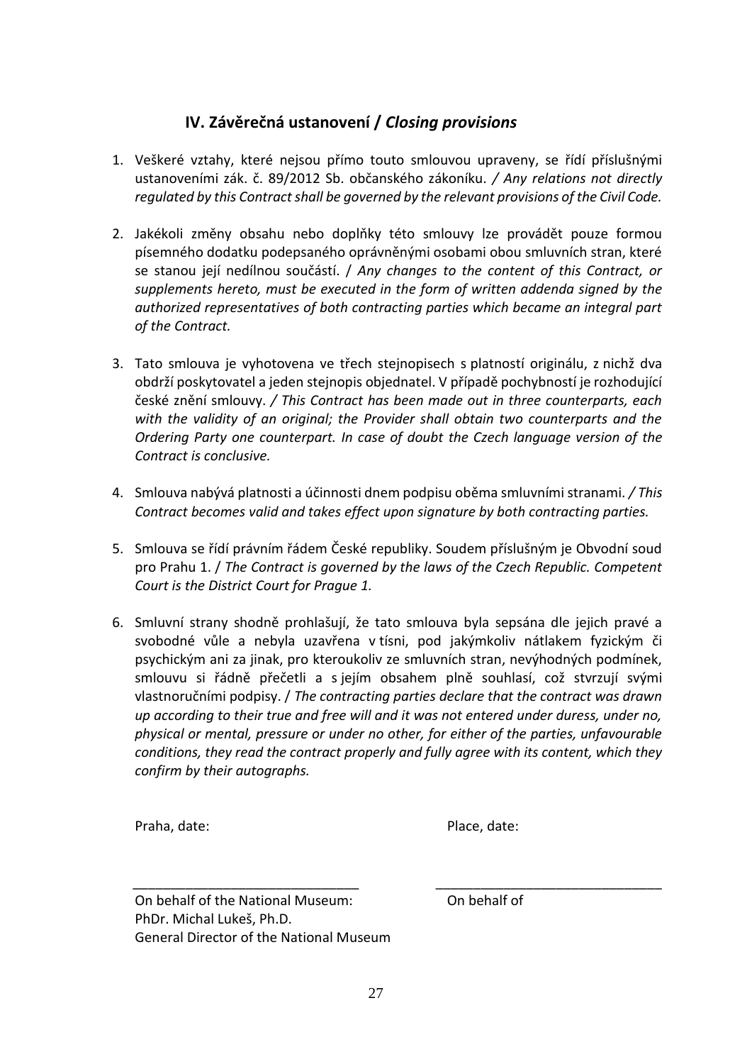## IV. Závěrečná ustanovení / *Closing provisions*

1. Veškeré vztahy, které nejsou přímo touto smlouvou upraveny, se řídí příslušnými ustanoveními zák. č. 89/2012 Sb. občanského zákoníku. */ Any relations not directly regulated by this Contract shall be governed by the relevant provisions of the Civil Code.*

2. Jakékoli změny obsahu nebo doplňky této smlouvy lze provádět pouze formou písemného dodatku podepsaného oprávněnými osobami obou smluvních stran, které se stanou její nedílnou součástí. / *Any changes to the content of this Contract, or supplements hereto, must be executed in the form of written addenda signed by the authorized representatives of both contracting parties which became an integral part of the Contract.*

3. Tato smlouva je vyhotovena ve třech stejnopisech s platností originálu, z nichž dva obdrží poskytovatel a jeden stejnopis objednatel. V případě pochybností je rozhodující české znění smlouvy. */ This Contract has been made out in three counterparts, each with the validity of an original; the Provider shall obtain two counterparts and the Ordering Party one counterpart. In case of doubt the Czech language version of the Contract is conclusive.*

4. Smlouva nabývá platnosti a účinnosti dnem podpisu oběma smluvními stranami. */ This Contract becomes valid and takes effect upon signature by both contracting parties.*

5. Smlouva se řídí právním řádem České republiky. Soudem příslušným je Obvodní soud pro Prahu 1. / *The Contract is governed by the laws of the Czech Republic. Competent Court is the District Court for Prague 1.*

6. Smluvní strany shodně prohlašují, že tato smlouva byla sepsána dle jejich pravé a svobodné vůle a nebyla uzavřena v tísni, pod jakýmkoliv nátlakem fyzickým či psychickým ani za jinak, pro kteroukoliv ze smluvních stran, nevýhodných podmínek, smlouvu si řádně přečetli a s jejím obsahem plně souhlasí, což stvrzují svými vlastnoručními podpisy. / *The contracting parties declare that the contract was drawn up according to their true and free will and it was not entered under duress, under no, physical or mental, pressure or under no other, for either of the parties, unfavourable conditions, they read the contract properly and fully agree with its content, which they confirm by their autographs.*

Praha, date: Place, date:

_______________________________ _______________________________

On behalf of the National Museum:
PhDr. Michal Lukeš, Ph.D.
General Director of the National Museum

On behalf of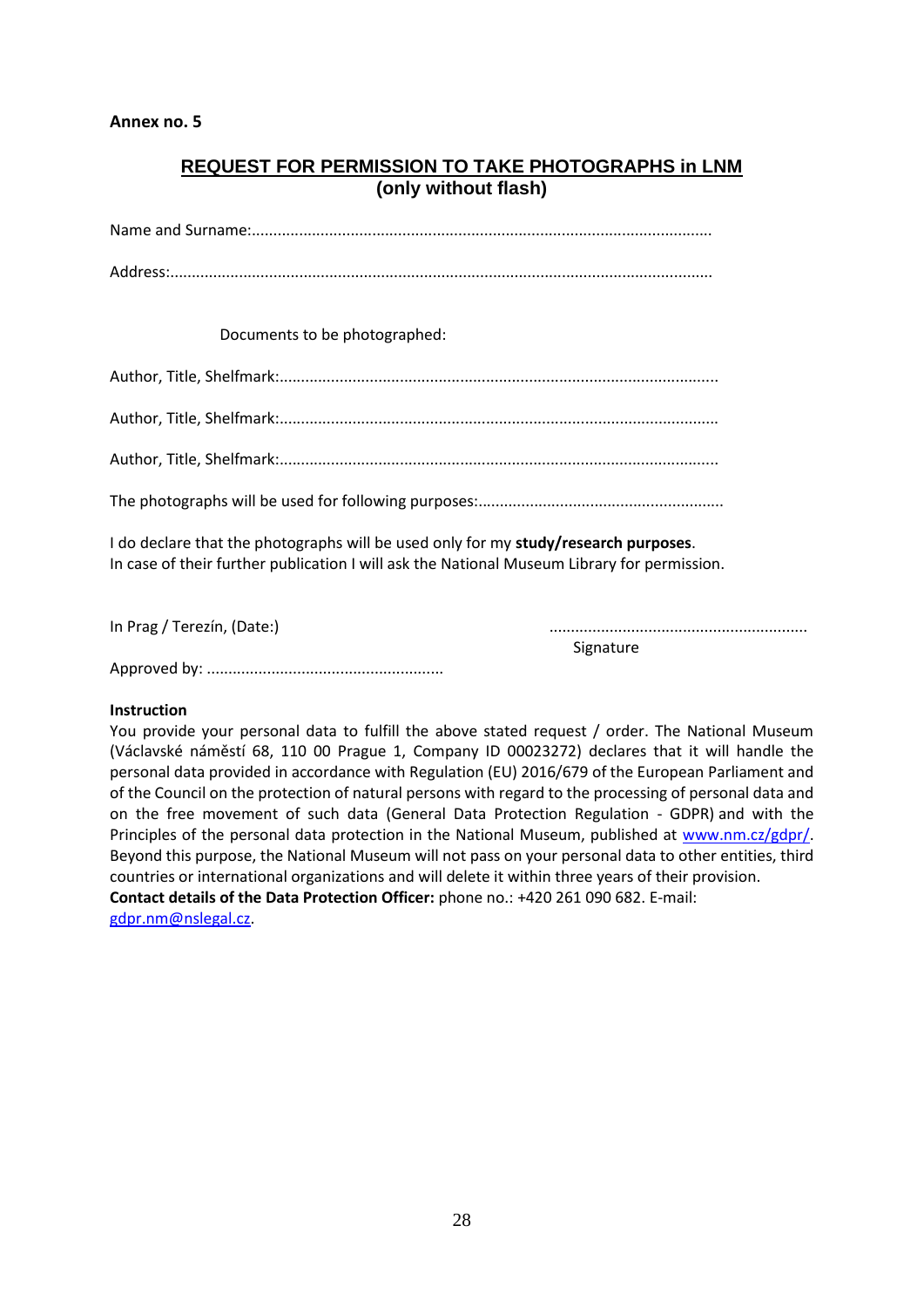**Annex no. 5**

## REQUEST FOR PERMISSION TO TAKE PHOTOGRAPHS in LNM
### (only without flash)

Name and Surname:..........................................................................................................

Address:.............................................................................................................................

Documents to be photographed:

Author, Title, Shelfmark:.....................................................................................................

Author, Title, Shelfmark:.....................................................................................................

Author, Title, Shelfmark:.....................................................................................................

The photographs will be used for following purposes:.........................................................

I do declare that the photographs will be used only for my **study/research purposes**.
In case of their further publication I will ask the National Museum Library for permission.

In Prag / Terezín, (Date:) ...........................................................
Signature

Approved by: .......................................................

**Instruction**

You provide your personal data to fulfill the above stated request / order. The National Museum (Václavské náměstí 68, 110 00 Prague 1, Company ID 00023272) declares that it will handle the personal data provided in accordance with Regulation (EU) 2016/679 of the European Parliament and of the Council on the protection of natural persons with regard to the processing of personal data and on the free movement of such data (General Data Protection Regulation - GDPR) and with the Principles of the personal data protection in the National Museum, published at www.nm.cz/gdpr/. Beyond this purpose, the National Museum will not pass on your personal data to other entities, third countries or international organizations and will delete it within three years of their provision.
**Contact details of the Data Protection Officer:** phone no.: +420 261 090 682. E-mail: gdpr.nm@nslegal.cz.